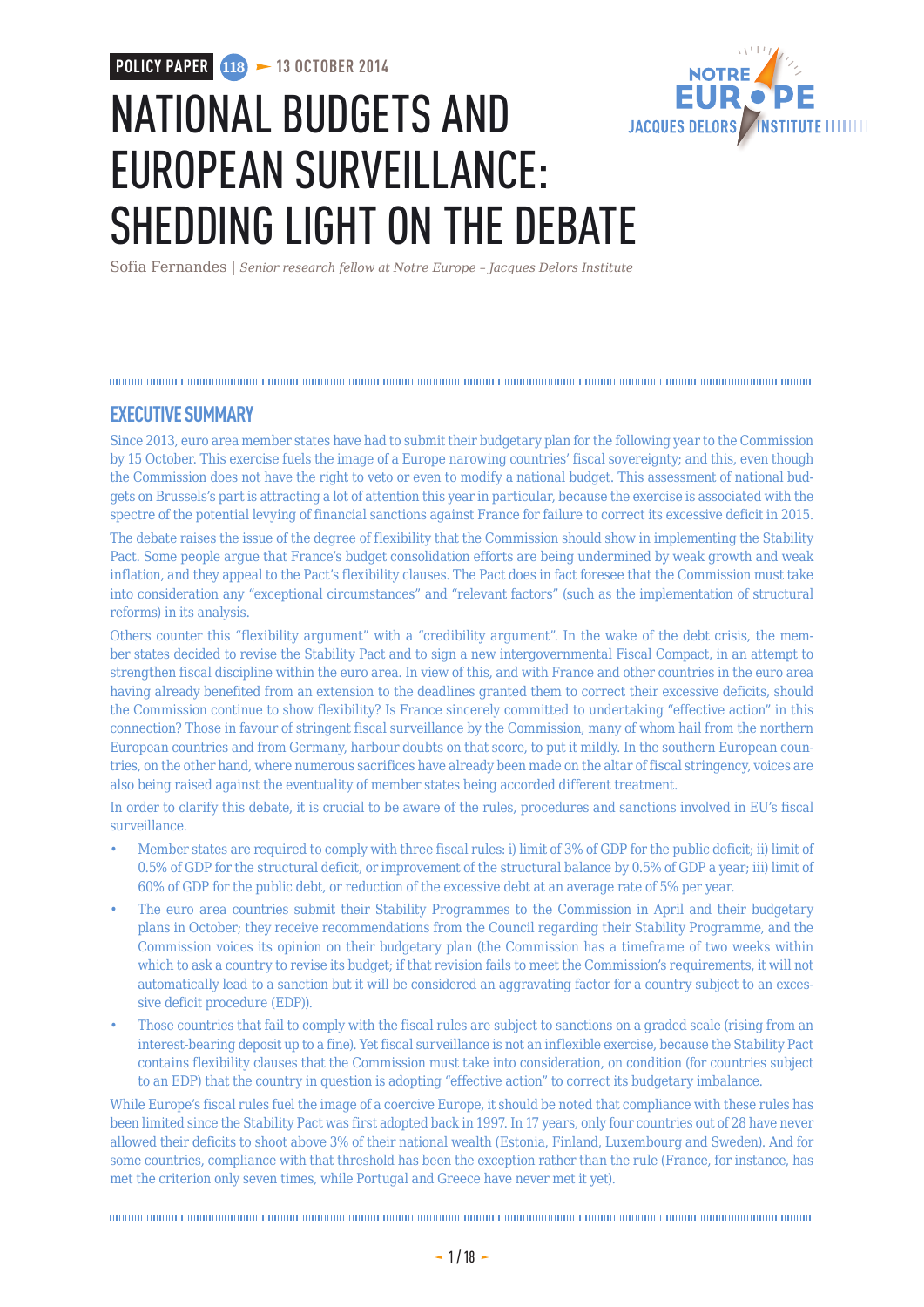POLICY PAPER 118 — 13 OCTOBER 2014

# NATIONAL BUDGETS AND EUROPEAN SURVEILLANCE: SHEDDING LIGHT ON THE DEBATE

Sofia Fernandes | *Senior research fellow at Notre Europe – Jacques Delors Institute*

## EXECUTIVE SUMMARY

Since 2013, euro area member states have had to submit their budgetary plan for the following year to the Commission by 15 October. This exercise fuels the image of a Europe narowing countries' fiscal sovereignty; and this, even though the Commission does not have the right to veto or even to modify a national budget. This assessment of national budgets on Brussels's part is attracting a lot of attention this year in particular, because the exercise is associated with the spectre of the potential levying of financial sanctions against France for failure to correct its excessive deficit in 2015.

The debate raises the issue of the degree of flexibility that the Commission should show in implementing the Stability Pact. Some people argue that France's budget consolidation efforts are being undermined by weak growth and weak inflation, and they appeal to the Pact's flexibility clauses. The Pact does in fact foresee that the Commission must take into consideration any "exceptional circumstances" and "relevant factors" (such as the implementation of structural reforms) in its analysis.

Others counter this "flexibility argument" with a "credibility argument". In the wake of the debt crisis, the member states decided to revise the Stability Pact and to sign a new intergovernmental Fiscal Compact, in an attempt to strengthen fiscal discipline within the euro area. In view of this, and with France and other countries in the euro area having already benefited from an extension to the deadlines granted them to correct their excessive deficits, should the Commission continue to show flexibility? Is France sincerely committed to undertaking "effective action" in this connection? Those in favour of stringent fiscal surveillance by the Commission, many of whom hail from the northern European countries and from Germany, harbour doubts on that score, to put it mildly. In the southern European countries, on the other hand, where numerous sacrifices have already been made on the altar of fiscal stringency, voices are also being raised against the eventuality of member states being accorded different treatment.

In order to clarify this debate, it is crucial to be aware of the rules, procedures and sanctions involved in EU's fiscal surveillance.

- Member states are required to comply with three fiscal rules: i) limit of 3% of GDP for the public deficit; ii) limit of 0.5% of GDP for the structural deficit, or improvement of the structural balance by 0.5% of GDP a year; iii) limit of 60% of GDP for the public debt, or reduction of the excessive debt at an average rate of 5% per year.
- The euro area countries submit their Stability Programmes to the Commission in April and their budgetary plans in October; they receive recommendations from the Council regarding their Stability Programme, and the Commission voices its opinion on their budgetary plan (the Commission has a timeframe of two weeks within which to ask a country to revise its budget; if that revision fails to meet the Commission's requirements, it will not automatically lead to a sanction but it will be considered an aggravating factor for a country subject to an excessive deficit procedure (EDP)).
- Those countries that fail to comply with the fiscal rules are subject to sanctions on a graded scale (rising from an interest-bearing deposit up to a fine). Yet fiscal surveillance is not an inflexible exercise, because the Stability Pact contains flexibility clauses that the Commission must take into consideration, on condition (for countries subject to an EDP) that the country in question is adopting "effective action" to correct its budgetary imbalance.

While Europe's fiscal rules fuel the image of a coercive Europe, it should be noted that compliance with these rules has been limited since the Stability Pact was first adopted back in 1997. In 17 years, only four countries out of 28 have never allowed their deficits to shoot above 3% of their national wealth (Estonia, Finland, Luxembourg and Sweden). And for some countries, compliance with that threshold has been the exception rather than the rule (France, for instance, has met the criterion only seven times, while Portugal and Greece have never met it yet).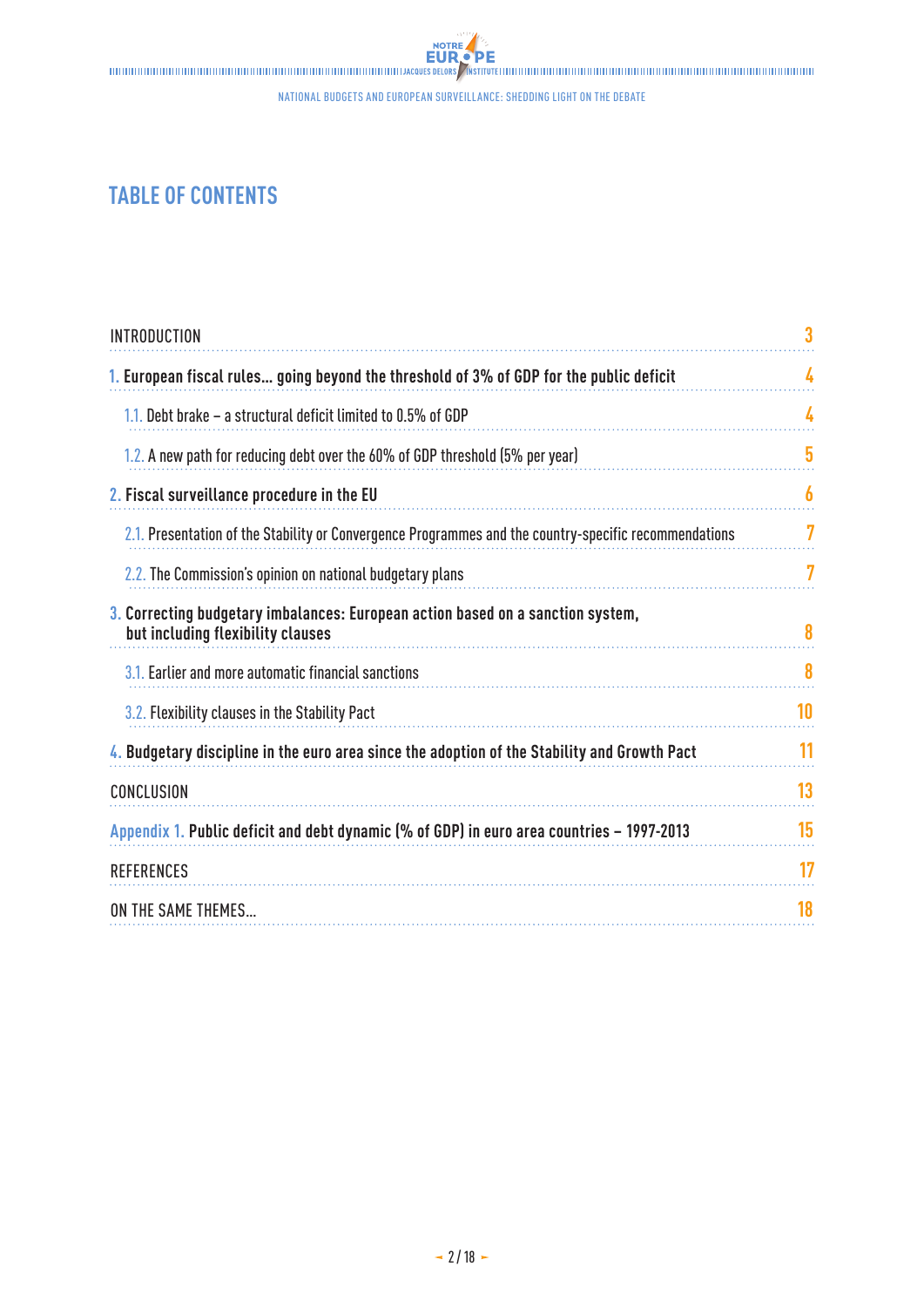# TABLE OF CONTENTS

| | |
|---|---|
| INTRODUCTION | 3 |
| 1. **European fiscal rules... going beyond the threshold of 3% of GDP for the public deficit** | 4 |
| 1.1. Debt brake – a structural deficit limited to 0.5% of GDP | 4 |
| 1.2. A new path for reducing debt over the 60% of GDP threshold (5% per year) | 5 |
| 2. **Fiscal surveillance procedure in the EU** | 6 |
| 2.1. Presentation of the Stability or Convergence Programmes and the country-specific recommendations | 7 |
| 2.2. The Commission's opinion on national budgetary plans | 7 |
| 3. **Correcting budgetary imbalances: European action based on a sanction system, but including flexibility clauses** | 8 |
| 3.1. Earlier and more automatic financial sanctions | 8 |
| 3.2. Flexibility clauses in the Stability Pact | 10 |
| 4. **Budgetary discipline in the euro area since the adoption of the Stability and Growth Pact** | 11 |
| CONCLUSION | 13 |
| Appendix 1. **Public deficit and debt dynamic (% of GDP) in euro area countries – 1997-2013** | 15 |
| REFERENCES | 17 |
| ON THE SAME THEMES... | 18 |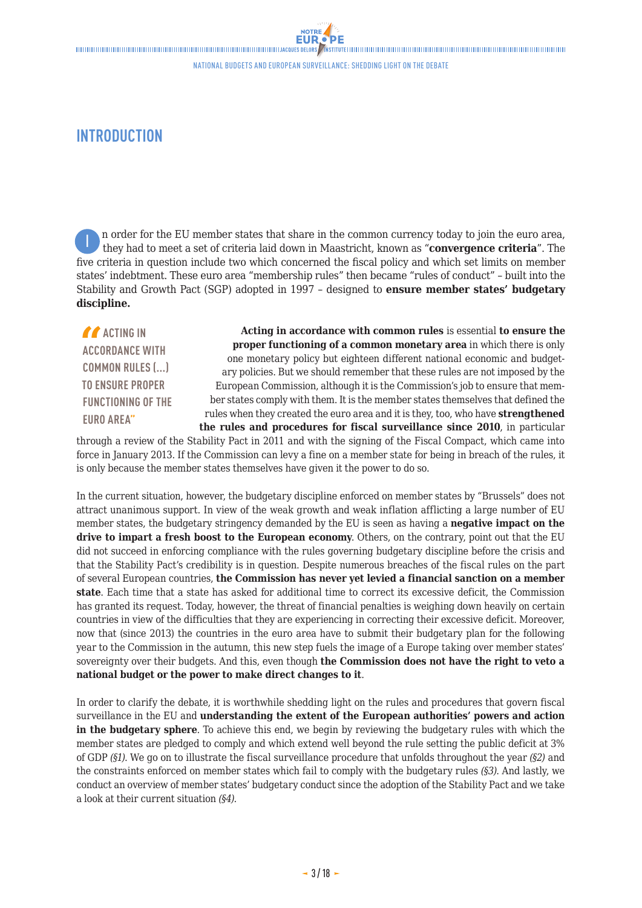## INTRODUCTION

In order for the EU member states that share in the common currency today to join the euro area, they had to meet a set of criteria laid down in Maastricht, known as "**convergence criteria**". The five criteria in question include two which concerned the fiscal policy and which set limits on member states' indebtment. These euro area "membership rules" then became "rules of conduct" – built into the Stability and Growth Pact (SGP) adopted in 1997 – designed to **ensure member states' budgetary discipline.**

> "ACTING IN ACCORDANCE WITH COMMON RULES (...) TO ENSURE PROPER FUNCTIONING OF THE EURO AREA"

**Acting in accordance with common rules** is essential **to ensure the proper functioning of a common monetary area** in which there is only one monetary policy but eighteen different national economic and budgetary policies. But we should remember that these rules are not imposed by the European Commission, although it is the Commission's job to ensure that member states comply with them. It is the member states themselves that defined the rules when they created the euro area and it is they, too, who have **strengthened the rules and procedures for fiscal surveillance since 2010**, in particular through a review of the Stability Pact in 2011 and with the signing of the Fiscal Compact, which came into force in January 2013. If the Commission can levy a fine on a member state for being in breach of the rules, it is only because the member states themselves have given it the power to do so.

In the current situation, however, the budgetary discipline enforced on member states by "Brussels" does not attract unanimous support. In view of the weak growth and weak inflation afflicting a large number of EU member states, the budgetary stringency demanded by the EU is seen as having a **negative impact on the drive to impart a fresh boost to the European economy**. Others, on the contrary, point out that the EU did not succeed in enforcing compliance with the rules governing budgetary discipline before the crisis and that the Stability Pact's credibility is in question. Despite numerous breaches of the fiscal rules on the part of several European countries, **the Commission has never yet levied a financial sanction on a member state**. Each time that a state has asked for additional time to correct its excessive deficit, the Commission has granted its request. Today, however, the threat of financial penalties is weighing down heavily on certain countries in view of the difficulties that they are experiencing in correcting their excessive deficit. Moreover, now that (since 2013) the countries in the euro area have to submit their budgetary plan for the following year to the Commission in the autumn, this new step fuels the image of a Europe taking over member states' sovereignty over their budgets. And this, even though **the Commission does not have the right to veto a national budget or the power to make direct changes to it**.

In order to clarify the debate, it is worthwhile shedding light on the rules and procedures that govern fiscal surveillance in the EU and **understanding the extent of the European authorities' powers and action in the budgetary sphere**. To achieve this end, we begin by reviewing the budgetary rules with which the member states are pledged to comply and which extend well beyond the rule setting the public deficit at 3% of GDP *(§1)*. We go on to illustrate the fiscal surveillance procedure that unfolds throughout the year *(§2)* and the constraints enforced on member states which fail to comply with the budgetary rules *(§3)*. And lastly, we conduct an overview of member states' budgetary conduct since the adoption of the Stability Pact and we take a look at their current situation *(§4)*.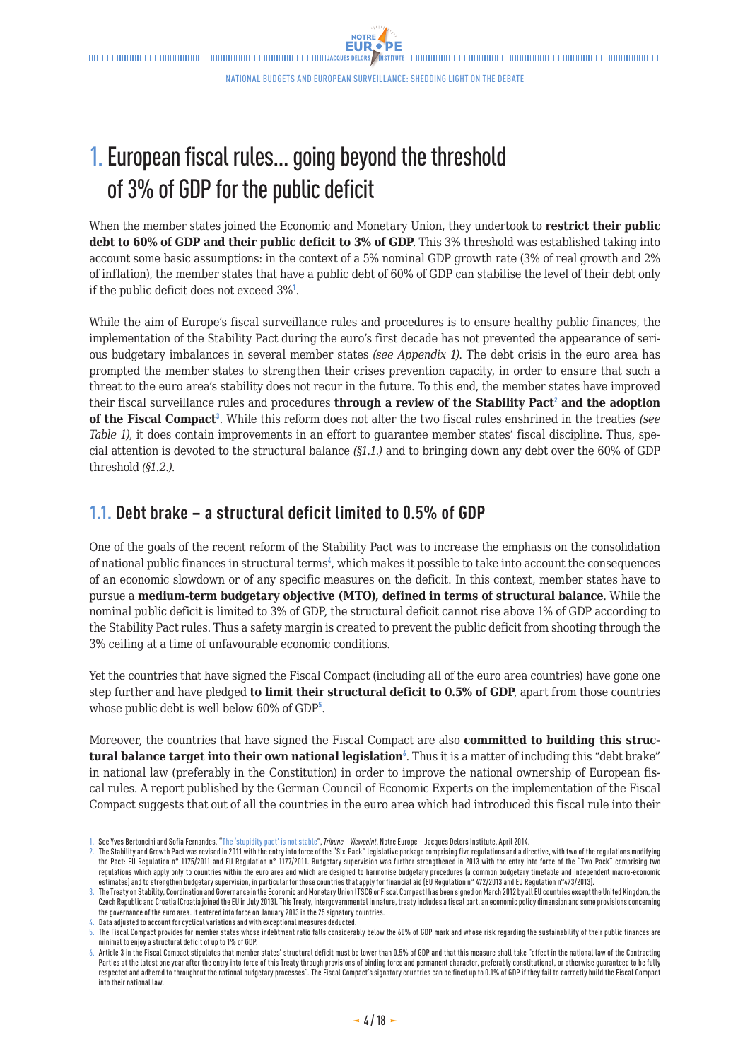# 1. European fiscal rules... going beyond the threshold of 3% of GDP for the public deficit

When the member states joined the Economic and Monetary Union, they undertook to **restrict their public debt to 60% of GDP and their public deficit to 3% of GDP**. This 3% threshold was established taking into account some basic assumptions: in the context of a 5% nominal GDP growth rate (3% of real growth and 2% of inflation), the member states that have a public debt of 60% of GDP can stabilise the level of their debt only if the public deficit does not exceed 3%[1].

While the aim of Europe's fiscal surveillance rules and procedures is to ensure healthy public finances, the implementation of the Stability Pact during the euro's first decade has not prevented the appearance of serious budgetary imbalances in several member states *(see Appendix 1)*. The debt crisis in the euro area has prompted the member states to strengthen their crises prevention capacity, in order to ensure that such a threat to the euro area's stability does not recur in the future. To this end, the member states have improved their fiscal surveillance rules and procedures **through a review of the Stability Pact[2] and the adoption of the Fiscal Compact[3]**. While this reform does not alter the two fiscal rules enshrined in the treaties *(see Table 1)*, it does contain improvements in an effort to guarantee member states' fiscal discipline. Thus, special attention is devoted to the structural balance *(§1.1.)* and to bringing down any debt over the 60% of GDP threshold *(§1.2.)*.

## 1.1. Debt brake – a structural deficit limited to 0.5% of GDP

One of the goals of the recent reform of the Stability Pact was to increase the emphasis on the consolidation of national public finances in structural terms[4], which makes it possible to take into account the consequences of an economic slowdown or of any specific measures on the deficit. In this context, member states have to pursue a **medium-term budgetary objective (MTO), defined in terms of structural balance**. While the nominal public deficit is limited to 3% of GDP, the structural deficit cannot rise above 1% of GDP according to the Stability Pact rules. Thus a safety margin is created to prevent the public deficit from shooting through the 3% ceiling at a time of unfavourable economic conditions.

Yet the countries that have signed the Fiscal Compact (including all of the euro area countries) have gone one step further and have pledged **to limit their structural deficit to 0.5% of GDP**, apart from those countries whose public debt is well below 60% of GDP[5].

Moreover, the countries that have signed the Fiscal Compact are also **committed to building this structural balance target into their own national legislation[6]**. Thus it is a matter of including this "debt brake" in national law (preferably in the Constitution) in order to improve the national ownership of European fiscal rules. A report published by the German Council of Economic Experts on the implementation of the Fiscal Compact suggests that out of all the countries in the euro area which had introduced this fiscal rule into their

---

1. See Yves Bertoncini and Sofia Fernandes, "The 'stupidity pact' is not stable", *Tribune – Viewpoint*, Notre Europe – Jacques Delors Institute, April 2014.
2. The Stability and Growth Pact was revised in 2011 with the entry into force of the "Six-Pack" legislative package comprising five regulations and a directive, with two of the regulations modifying the Pact: EU Regulation n° 1175/2011 and EU Regulation n° 1177/2011. Budgetary supervision was further strengthened in 2013 with the entry into force of the "Two-Pack" comprising two regulations which apply only to countries within the euro area and which are designed to harmonise budgetary procedures (a common budgetary timetable and independent macro-economic estimates) and to strengthen budgetary supervision, in particular for those countries that apply for financial aid (EU Regulation n° 472/2013 and EU Regulation n°473/2013).
3. The Treaty on Stability, Coordination and Governance in the Economic and Monetary Union (TSCG or Fiscal Compact) has been signed on March 2012 by all EU countries except the United Kingdom, the Czech Republic and Croatia (Croatia joined the EU in July 2013). This Treaty, intergovernmental in nature, treaty includes a fiscal part, an economic policy dimension and some provisions concerning the governance of the euro area. It entered into force on January 2013 in the 25 signatory countries.
4. Data adjusted to account for cyclical variations and with exceptional measures deducted.
5. The Fiscal Compact provides for member states whose indebtment ratio falls considerably below the 60% of GDP mark and whose risk regarding the sustainability of their public finances are minimal to enjoy a structural deficit of up to 1% of GDP.
6. Article 3 in the Fiscal Compact stipulates that member states' structural deficit must be lower than 0.5% of GDP and that this measure shall take "effect in the national law of the Contracting Parties at the latest one year after the entry into force of this Treaty through provisions of binding force and permanent character, preferably constitutional, or otherwise guaranteed to be fully respected and adhered to throughout the national budgetary processes". The Fiscal Compact's signatory countries can be fined up to 0.1% of GDP if they fail to correctly build the Fiscal Compact into their national law.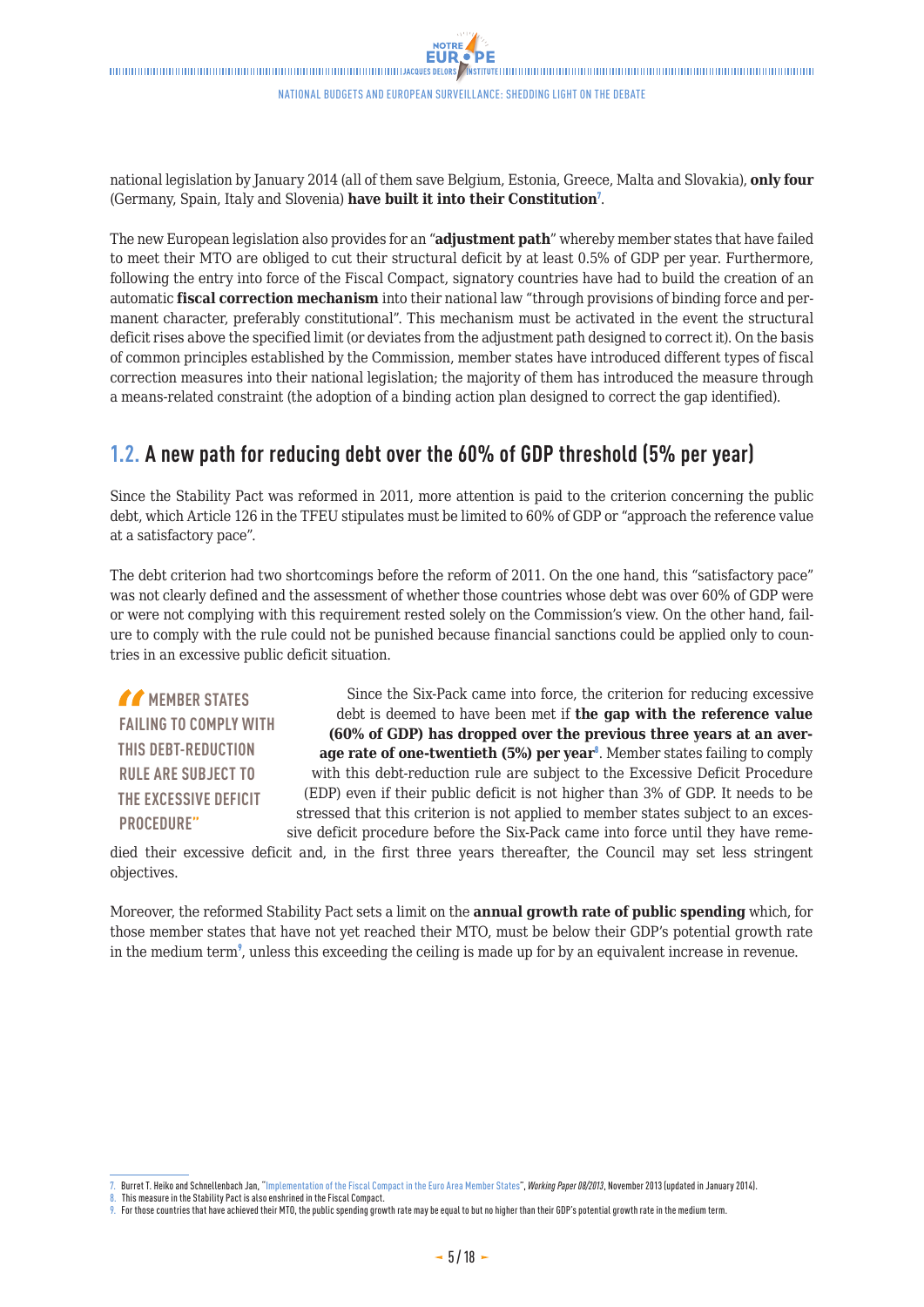national legislation by January 2014 (all of them save Belgium, Estonia, Greece, Malta and Slovakia), **only four** (Germany, Spain, Italy and Slovenia) **have built it into their Constitution**[7].

The new European legislation also provides for an "**adjustment path**" whereby member states that have failed to meet their MTO are obliged to cut their structural deficit by at least 0.5% of GDP per year. Furthermore, following the entry into force of the Fiscal Compact, signatory countries have had to build the creation of an automatic **fiscal correction mechanism** into their national law "through provisions of binding force and permanent character, preferably constitutional". This mechanism must be activated in the event the structural deficit rises above the specified limit (or deviates from the adjustment path designed to correct it). On the basis of common principles established by the Commission, member states have introduced different types of fiscal correction measures into their national legislation; the majority of them has introduced the measure through a means-related constraint (the adoption of a binding action plan designed to correct the gap identified).

## 1.2. A new path for reducing debt over the 60% of GDP threshold (5% per year)

Since the Stability Pact was reformed in 2011, more attention is paid to the criterion concerning the public debt, which Article 126 in the TFEU stipulates must be limited to 60% of GDP or "approach the reference value at a satisfactory pace".

The debt criterion had two shortcomings before the reform of 2011. On the one hand, this "satisfactory pace" was not clearly defined and the assessment of whether those countries whose debt was over 60% of GDP were or were not complying with this requirement rested solely on the Commission's view. On the other hand, failure to comply with the rule could not be punished because financial sanctions could be applied only to countries in an excessive public deficit situation.

> "MEMBER STATES FAILING TO COMPLY WITH THIS DEBT-REDUCTION RULE ARE SUBJECT TO THE EXCESSIVE DEFICIT PROCEDURE"

Since the Six-Pack came into force, the criterion for reducing excessive debt is deemed to have been met if **the gap with the reference value (60% of GDP) has dropped over the previous three years at an average rate of one-twentieth (5%) per year**[8]. Member states failing to comply with this debt-reduction rule are subject to the Excessive Deficit Procedure (EDP) even if their public deficit is not higher than 3% of GDP. It needs to be stressed that this criterion is not applied to member states subject to an excessive deficit procedure before the Six-Pack came into force until they have remedied their excessive deficit and, in the first three years thereafter, the Council may set less stringent objectives.

Moreover, the reformed Stability Pact sets a limit on the **annual growth rate of public spending** which, for those member states that have not yet reached their MTO, must be below their GDP's potential growth rate in the medium term[9], unless this exceeding the ceiling is made up for by an equivalent increase in revenue.

---

7. Burret T. Heiko and Schnellenbach Jan, "Implementation of the Fiscal Compact in the Euro Area Member States", *Working Paper 08/2013*, November 2013 (updated in January 2014).
8. This measure in the Stability Pact is also enshrined in the Fiscal Compact.
9. For those countries that have achieved their MTO, the public spending growth rate may be equal to but no higher than their GDP's potential growth rate in the medium term.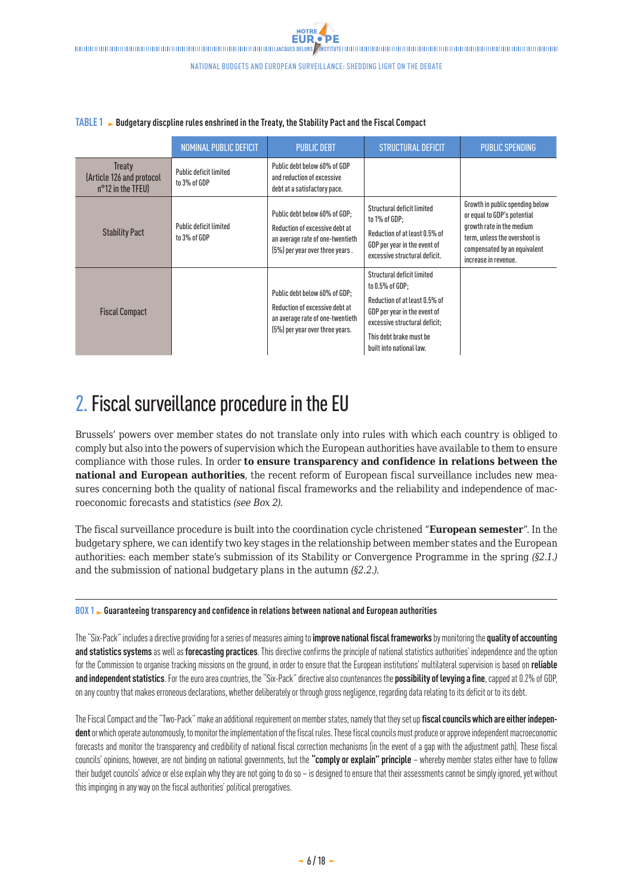**TABLE 1 ► Budgetary discpline rules enshrined in the Treaty, the Stability Pact and the Fiscal Compact**

| | NOMINAL PUBLIC DEFICIT | PUBLIC DEBT | STRUCTURAL DEFICIT | PUBLIC SPENDING |
|---|---|---|---|---|
| Treaty (Article 126 and protocol n°12 in the TFEU) | Public deficit limited to 3% of GDP | Public debt below 60% of GDP and reduction of excessive debt at a satisfactory pace. | | |
| Stability Pact | Public deficit limited to 3% of GDP | Public debt below 60% of GDP; Reduction of excessive debt at an average rate of one-twentieth (5%) per year over three years . | Structural deficit limited to 1% of GDP; Reduction of at least 0.5% of GDP per year in the event of excessive structural deficit. | Growth in public spending below or equal to GDP's potential growth rate in the medium term, unless the overshoot is compensated by an equivalent increase in revenue. |
| Fiscal Compact | | Public debt below 60% of GDP; Reduction of excessive debt at an average rate of one-twentieth (5%) per year over three years. | Structural deficit limited to 0.5% of GDP; Reduction of at least 0.5% of GDP per year in the event of excessive structural deficit; This debt brake must be built into national law. | |

## 2. Fiscal surveillance procedure in the EU

Brussels' powers over member states do not translate only into rules with which each country is obliged to comply but also into the powers of supervision which the European authorities have available to them to ensure compliance with those rules. In order **to ensure transparency and confidence in relations between the national and European authorities**, the recent reform of European fiscal surveillance includes new measures concerning both the quality of national fiscal frameworks and the reliability and independence of macroeconomic forecasts and statistics *(see Box 2)*.

The fiscal surveillance procedure is built into the coordination cycle christened "**European semester**". In the budgetary sphere, we can identify two key stages in the relationship between member states and the European authorities: each member state's submission of its Stability or Convergence Programme in the spring *(§2.1.)* and the submission of national budgetary plans in the autumn *(§2.2.)*.

**BOX 1 ► Guaranteeing transparency and confidence in relations between national and European authorities**

The "Six-Pack" includes a directive providing for a series of measures aiming to **improve national fiscal frameworks** by monitoring the **quality of accounting and statistics systems** as well as **forecasting practices**. This directive confirms the principle of national statistics authorities' independence and the option for the Commission to organise tracking missions on the ground, in order to ensure that the European institutions' multilateral supervision is based on **reliable and independent statistics**. For the euro area countries, the "Six-Pack" directive also countenances the **possibility of levying a fine**, capped at 0.2% of GDP, on any country that makes erroneous declarations, whether deliberately or through gross negligence, regarding data relating to its deficit or to its debt.

The Fiscal Compact and the "Two-Pack" make an additional requirement on member states, namely that they set up **fiscal councils which are either independent** or which operate autonomously, to monitor the implementation of the fiscal rules. These fiscal councils must produce or approve independent macroeconomic forecasts and monitor the transparency and credibility of national fiscal correction mechanisms (in the event of a gap with the adjustment path). These fiscal councils' opinions, however, are not binding on national governments, but the **"comply or explain" principle** – whereby member states either have to follow their budget councils' advice or else explain why they are not going to do so – is designed to ensure that their assessments cannot be simply ignored, yet without this impinging in any way on the fiscal authorities' political prerogatives.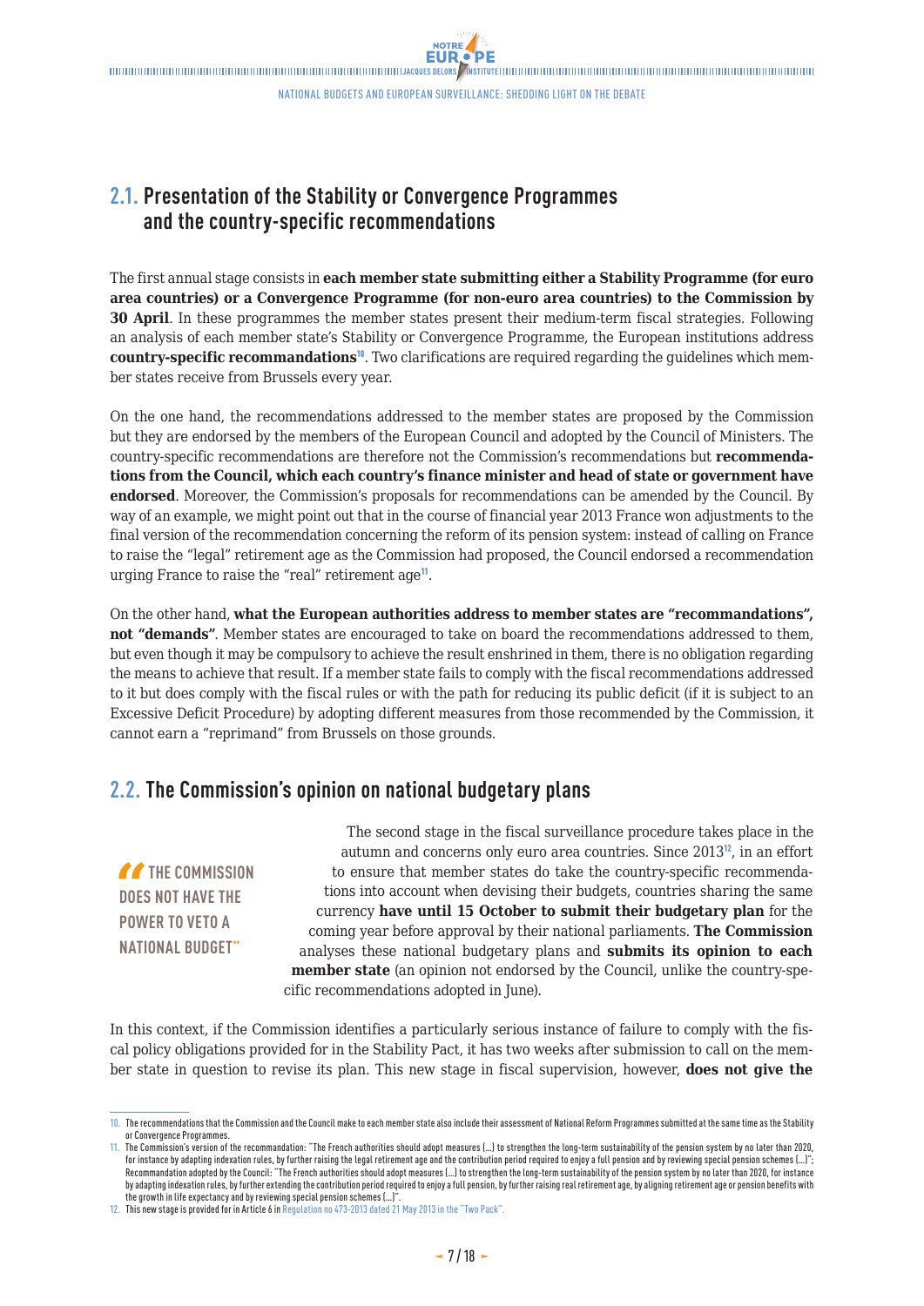## 2.1. Presentation of the Stability or Convergence Programmes and the country-specific recommendations

The first annual stage consists in **each member state submitting either a Stability Programme (for euro area countries) or a Convergence Programme (for non-euro area countries) to the Commission by 30 April**. In these programmes the member states present their medium-term fiscal strategies. Following an analysis of each member state's Stability or Convergence Programme, the European institutions address **country-specific recommendations**[10]. Two clarifications are required regarding the guidelines which member states receive from Brussels every year.

On the one hand, the recommendations addressed to the member states are proposed by the Commission but they are endorsed by the members of the European Council and adopted by the Council of Ministers. The country-specific recommendations are therefore not the Commission's recommendations but **recommendations from the Council, which each country's finance minister and head of state or government have endorsed**. Moreover, the Commission's proposals for recommendations can be amended by the Council. By way of an example, we might point out that in the course of financial year 2013 France won adjustments to the final version of the recommendation concerning the reform of its pension system: instead of calling on France to raise the "legal" retirement age as the Commission had proposed, the Council endorsed a recommendation urging France to raise the "real" retirement age[11].

On the other hand, **what the European authorities address to member states are "recommandations", not "demands"**. Member states are encouraged to take on board the recommendations addressed to them, but even though it may be compulsory to achieve the result enshrined in them, there is no obligation regarding the means to achieve that result. If a member state fails to comply with the fiscal recommendations addressed to it but does comply with the fiscal rules or with the path for reducing its public deficit (if it is subject to an Excessive Deficit Procedure) by adopting different measures from those recommended by the Commission, it cannot earn a "reprimand" from Brussels on those grounds.

## 2.2. The Commission's opinion on national budgetary plans

> "THE COMMISSION DOES NOT HAVE THE POWER TO VETO A NATIONAL BUDGET"

The second stage in the fiscal surveillance procedure takes place in the autumn and concerns only euro area countries. Since 2013[12], in an effort to ensure that member states do take the country-specific recommendations into account when devising their budgets, countries sharing the same currency **have until 15 October to submit their budgetary plan** for the coming year before approval by their national parliaments. **The Commission** analyses these national budgetary plans and **submits its opinion to each member state** (an opinion not endorsed by the Council, unlike the country-specific recommendations adopted in June).

In this context, if the Commission identifies a particularly serious instance of failure to comply with the fiscal policy obligations provided for in the Stability Pact, it has two weeks after submission to call on the member state in question to revise its plan. This new stage in fiscal supervision, however, **does not give the**

---

10. The recommendations that the Commission and the Council make to each member state also include their assessment of National Reform Programmes submitted at the same time as the Stability or Convergence Programmes.

11. The Commission's version of the recommendation: "The French authorities should adopt measures (...) to strengthen the long-term sustainability of the pension system by no later than 2020, for instance by adapting indexation rules, by further raising the legal retirement age and the contribution period required to enjoy a full pension and by reviewing special pension schemes (...)"; Recommandation adopted by the Council: "The French authorities should adopt measures (...) to strengthen the long-term sustainability of the pension system by no later than 2020, for instance by adapting indexation rules, by further extending the contribution period required to enjoy a full pension, by further raising real retirement age, by aligning retirement age or pension benefits with the growth in life expectancy and by reviewing special pension schemes (...)".

12. This new stage is provided for in Article 6 in Regulation no 473-2013 dated 21 May 2013 in the "Two Pack".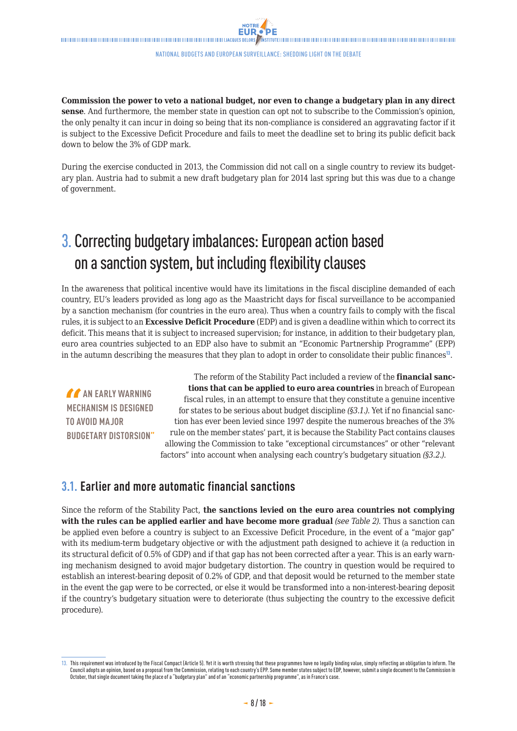**Commission the power to veto a national budget, nor even to change a budgetary plan in any direct sense**. And furthermore, the member state in question can opt not to subscribe to the Commission's opinion, the only penalty it can incur in doing so being that its non-compliance is considered an aggravating factor if it is subject to the Excessive Deficit Procedure and fails to meet the deadline set to bring its public deficit back down to below the 3% of GDP mark.

During the exercise conducted in 2013, the Commission did not call on a single country to review its budgetary plan. Austria had to submit a new draft budgetary plan for 2014 last spring but this was due to a change of government.

## 3. Correcting budgetary imbalances: European action based on a sanction system, but including flexibility clauses

In the awareness that political incentive would have its limitations in the fiscal discipline demanded of each country, EU's leaders provided as long ago as the Maastricht days for fiscal surveillance to be accompanied by a sanction mechanism (for countries in the euro area). Thus when a country fails to comply with the fiscal rules, it is subject to an **Excessive Deficit Procedure** (EDP) and is given a deadline within which to correct its deficit. This means that it is subject to increased supervision; for instance, in addition to their budgetary plan, euro area countries subjected to an EDP also have to submit an "Economic Partnership Programme" (EPP) in the autumn describing the measures that they plan to adopt in order to consolidate their public finances[13].

> "AN EARLY WARNING MECHANISM IS DESIGNED TO AVOID MAJOR BUDGETARY DISTORSION"

The reform of the Stability Pact included a review of the **financial sanctions that can be applied to euro area countries** in breach of European fiscal rules, in an attempt to ensure that they constitute a genuine incentive for states to be serious about budget discipline *(§3.1.)*. Yet if no financial sanction has ever been levied since 1997 despite the numerous breaches of the 3% rule on the member states' part, it is because the Stability Pact contains clauses allowing the Commission to take "exceptional circumstances" or other "relevant factors" into account when analysing each country's budgetary situation *(§3.2.)*.

### 3.1. Earlier and more automatic financial sanctions

Since the reform of the Stability Pact, **the sanctions levied on the euro area countries not complying with the rules can be applied earlier and have become more gradual** *(see Table 2)*. Thus a sanction can be applied even before a country is subject to an Excessive Deficit Procedure, in the event of a "major gap" with its medium-term budgetary objective or with the adjustment path designed to achieve it (a reduction in its structural deficit of 0.5% of GDP) and if that gap has not been corrected after a year. This is an early warning mechanism designed to avoid major budgetary distortion. The country in question would be required to establish an interest-bearing deposit of 0.2% of GDP, and that deposit would be returned to the member state in the event the gap were to be corrected, or else it would be transformed into a non-interest-bearing deposit if the country's budgetary situation were to deteriorate (thus subjecting the country to the excessive deficit procedure).

---

13. This requirement was introduced by the Fiscal Compact (Article 5). Yet it is worth stressing that these programmes have no legally binding value, simply reflecting an obligation to inform. The Council adopts an opinion, based on a proposal from the Commission, relating to each country's EPP. Some member states subject to EDP, however, submit a single document to the Commission in October, that single document taking the place of a "budgetary plan" and of an "economic partnership programme", as in France's case.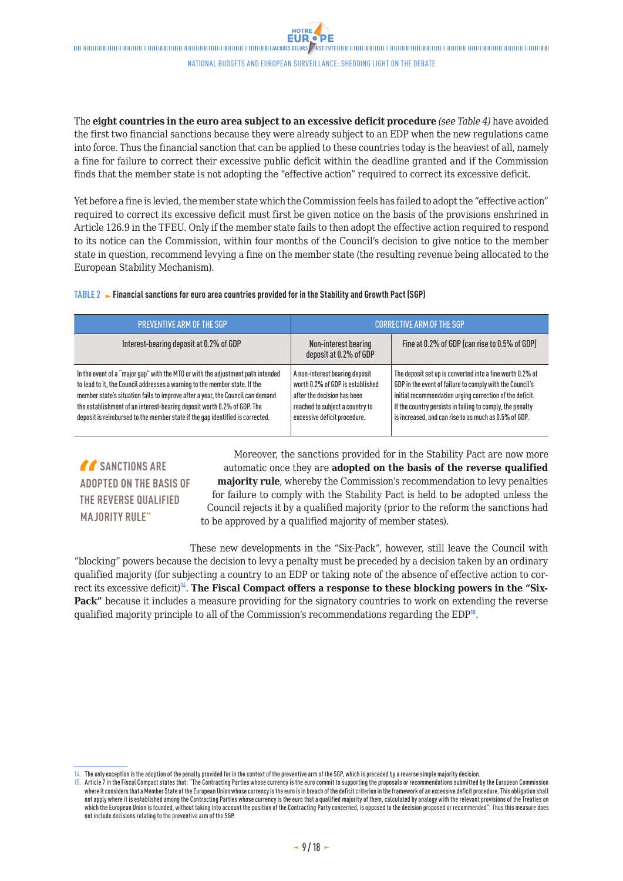The **eight countries in the euro area subject to an excessive deficit procedure** *(see Table 4)* have avoided the first two financial sanctions because they were already subject to an EDP when the new regulations came into force. Thus the financial sanction that can be applied to these countries today is the heaviest of all, namely a fine for failure to correct their excessive public deficit within the deadline granted and if the Commission finds that the member state is not adopting the "effective action" required to correct its excessive deficit.

Yet before a fine is levied, the member state which the Commission feels has failed to adopt the "effective action" required to correct its excessive deficit must first be given notice on the basis of the provisions enshrined in Article 126.9 in the TFEU. Only if the member state fails to then adopt the effective action required to respond to its notice can the Commission, within four months of the Council's decision to give notice to the member state in question, recommend levying a fine on the member state (the resulting revenue being allocated to the European Stability Mechanism).

**TABLE 2 ► Financial sanctions for euro area countries provided for in the Stability and Growth Pact (SGP)**

| PREVENTIVE ARM OF THE SGP | CORRECTIVE ARM OF THE SGP | |
|---|---|---|
| Interest-bearing deposit at 0.2% of GDP | Non-interest bearing deposit at 0.2% of GDP | Fine at 0.2% of GDP (can rise to 0.5% of GDP) |
| In the event of a "major gap" with the MTO or with the adjustment path intended to lead to it, the Council addresses a warning to the member state. If the member state's situation fails to improve after a year, the Council can demand the establishment of an interest-bearing deposit worth 0.2% of GDP. The deposit is reimbursed to the member state if the gap identified is corrected. | A non-interest bearing deposit worth 0.2% of GDP is established after the decision has been reached to subject a country to excessive deficit procedure. | The deposit set up is converted into a fine worth 0.2% of GDP in the event of failure to comply with the Council's initial recommendation urging correction of the deficit. If the country persists in failing to comply, the penalty is increased, and can rise to as much as 0.5% of GDP. |

> "SANCTIONS ARE ADOPTED ON THE BASIS OF THE REVERSE QUALIFIED MAJORITY RULE"

Moreover, the sanctions provided for in the Stability Pact are now more automatic once they are **adopted on the basis of the reverse qualified majority rule**, whereby the Commission's recommendation to levy penalties for failure to comply with the Stability Pact is held to be adopted unless the Council rejects it by a qualified majority (prior to the reform the sanctions had to be approved by a qualified majority of member states).

These new developments in the "Six-Pack", however, still leave the Council with "blocking" powers because the decision to levy a penalty must be preceded by a decision taken by an ordinary qualified majority (for subjecting a country to an EDP or taking note of the absence of effective action to correct its excessive deficit)[14]. **The Fiscal Compact offers a response to these blocking powers in the "Six-Pack"** because it includes a measure providing for the signatory countries to work on extending the reverse qualified majority principle to all of the Commission's recommendations regarding the EDP[15].

---

14. The only exception is the adoption of the penalty provided for in the context of the preventive arm of the SGP, which is preceded by a reverse simple majority decision.

15. Article 7 in the Fiscal Compact states that: "The Contracting Parties whose currency is the euro commit to supporting the proposals or recommendations submitted by the European Commission where it considers that a Member State of the European Union whose currency is the euro is in breach of the deficit criterion in the framework of an excessive deficit procedure. This obligation shall not apply where it is established among the Contracting Parties whose currency is the euro that a qualified majority of them, calculated by analogy with the relevant provisions of the Treaties on which the European Union is founded, without taking into account the position of the Contracting Party concerned, is opposed to the decision proposed or recommended". Thus this measure does not include decisions relating to the preventive arm of the SGP.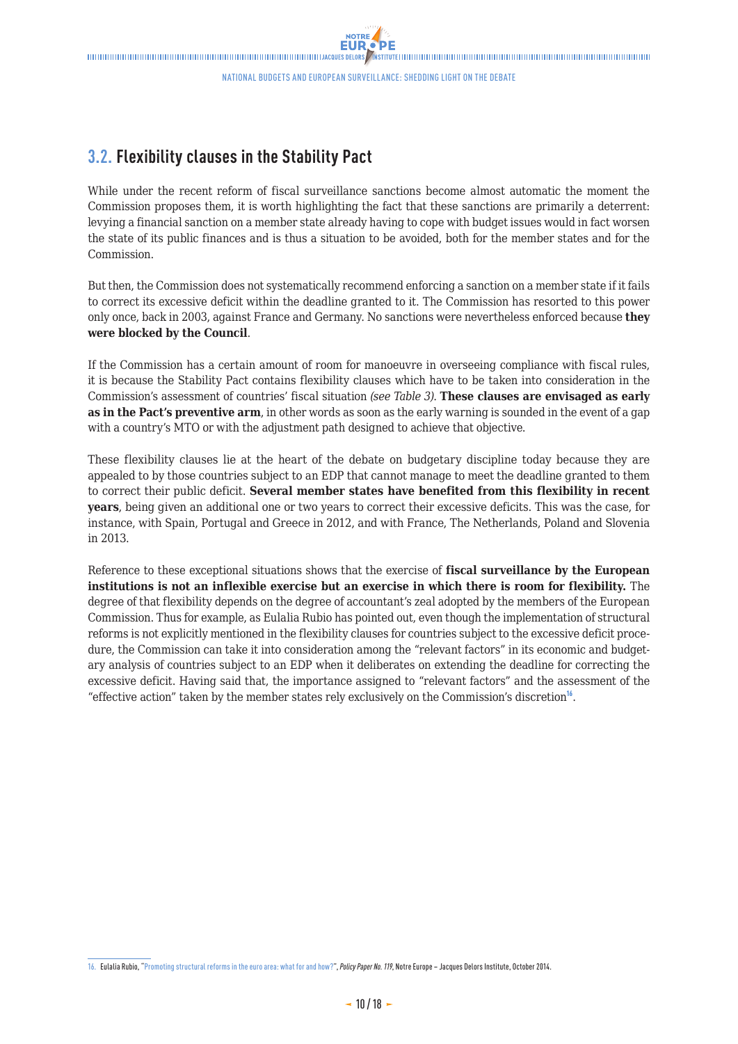## 3.2. Flexibility clauses in the Stability Pact

While under the recent reform of fiscal surveillance sanctions become almost automatic the moment the Commission proposes them, it is worth highlighting the fact that these sanctions are primarily a deterrent: levying a financial sanction on a member state already having to cope with budget issues would in fact worsen the state of its public finances and is thus a situation to be avoided, both for the member states and for the Commission.

But then, the Commission does not systematically recommend enforcing a sanction on a member state if it fails to correct its excessive deficit within the deadline granted to it. The Commission has resorted to this power only once, back in 2003, against France and Germany. No sanctions were nevertheless enforced because **they were blocked by the Council**.

If the Commission has a certain amount of room for manoeuvre in overseeing compliance with fiscal rules, it is because the Stability Pact contains flexibility clauses which have to be taken into consideration in the Commission's assessment of countries' fiscal situation *(see Table 3)*. **These clauses are envisaged as early as in the Pact's preventive arm**, in other words as soon as the early warning is sounded in the event of a gap with a country's MTO or with the adjustment path designed to achieve that objective.

These flexibility clauses lie at the heart of the debate on budgetary discipline today because they are appealed to by those countries subject to an EDP that cannot manage to meet the deadline granted to them to correct their public deficit. **Several member states have benefited from this flexibility in recent years**, being given an additional one or two years to correct their excessive deficits. This was the case, for instance, with Spain, Portugal and Greece in 2012, and with France, The Netherlands, Poland and Slovenia in 2013.

Reference to these exceptional situations shows that the exercise of **fiscal surveillance by the European institutions is not an inflexible exercise but an exercise in which there is room for flexibility.** The degree of that flexibility depends on the degree of accountant's zeal adopted by the members of the European Commission. Thus for example, as Eulalia Rubio has pointed out, even though the implementation of structural reforms is not explicitly mentioned in the flexibility clauses for countries subject to the excessive deficit procedure, the Commission can take it into consideration among the "relevant factors" in its economic and budgetary analysis of countries subject to an EDP when it deliberates on extending the deadline for correcting the excessive deficit. Having said that, the importance assigned to "relevant factors" and the assessment of the "effective action" taken by the member states rely exclusively on the Commission's discretion[16].

---

16. Eulalia Rubio, "Promoting structural reforms in the euro area: what for and how?", *Policy Paper No. 119*, Notre Europe – Jacques Delors Institute, October 2014.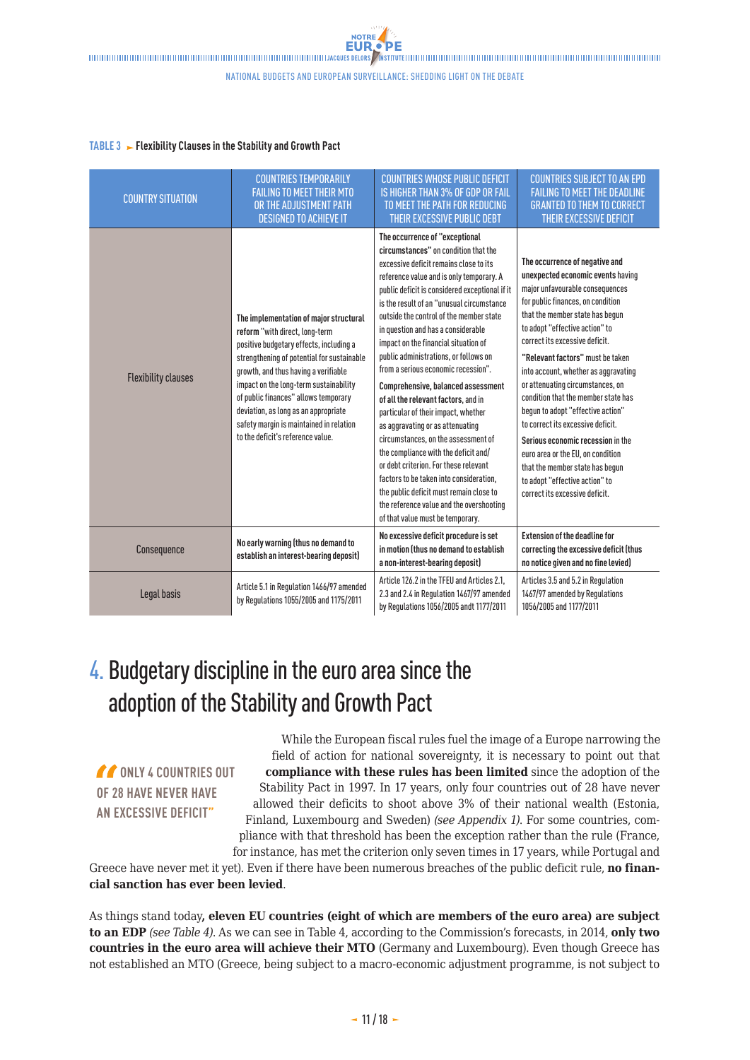**TABLE 3 ► Flexibility Clauses in the Stability and Growth Pact**

| COUNTRY SITUATION | COUNTRIES TEMPORARILY FAILING TO MEET THEIR MTO OR THE ADJUSTMENT PATH DESIGNED TO ACHIEVE IT | COUNTRIES WHOSE PUBLIC DEFICIT IS HIGHER THAN 3% OF GDP OR FAIL TO MEET THE PATH FOR REDUCING THEIR EXCESSIVE PUBLIC DEBT | COUNTRIES SUBJECT TO AN EPD FAILING TO MEET THE DEADLINE GRANTED TO THEM TO CORRECT THEIR EXCESSIVE DEFICIT |
|---|---|---|---|
| Flexibility clauses | **The implementation of major structural reform** "with direct, long-term positive budgetary effects, including a strengthening of potential for sustainable growth, and thus having a verifiable impact on the long-term sustainability of public finances" allows temporary deviation, as long as an appropriate safety margin is maintained in relation to the deficit's reference value. | **The occurrence of "exceptional circumstances"** on condition that the excessive deficit remains close to its reference value and is only temporary. A public deficit is considered exceptional if it is the result of an "unusual circumstance outside the control of the member state in question and has a considerable impact on the financial situation of public administrations, or follows on from a serious economic recession". **Comprehensive, balanced assessment of all the relevant factors**, and in particular of their impact, whether as aggravating or as attenuating circumstances, on the assessment of the compliance with the deficit and/or debt criterion. For these relevant factors to be taken into consideration, the public deficit must remain close to the reference value and the overshooting of that value must be temporary. | **The occurrence of negative and unexpected economic events** having major unfavourable consequences for public finances, on condition that the member state has begun to adopt "effective action" to correct its excessive deficit. **"Relevant factors"** must be taken into account, whether as aggravating or attenuating circumstances, on condition that the member state has begun to adopt "effective action" to correct its excessive deficit. **Serious economic recession** in the euro area or the EU, on condition that the member state has begun to adopt "effective action" to correct its excessive deficit. |
| Consequence | **No early warning (thus no demand to establish an interest-bearing deposit)** | **No excessive deficit procedure is set in motion (thus no demand to establish a non-interest-bearing deposit)** | **Extension of the deadline for correcting the excessive deficit (thus no notice given and no fine levied)** |
| Legal basis | Article 5.1 in Regulation 1466/97 amended by Regulations 1055/2005 and 1175/2011 | Article 126.2 in the TFEU and Articles 2.1, 2.3 and 2.4 in Regulation 1467/97 amended by Regulations 1056/2005 andt 1177/2011 | Articles 3.5 and 5.2 in Regulation 1467/97 amended by Regulations 1056/2005 and 1177/2011 |

# 4. Budgetary discipline in the euro area since the adoption of the Stability and Growth Pact

> "ONLY 4 COUNTRIES OUT OF 28 HAVE NEVER HAVE AN EXCESSIVE DEFICIT"

While the European fiscal rules fuel the image of a Europe narrowing the field of action for national sovereignty, it is necessary to point out that **compliance with these rules has been limited** since the adoption of the Stability Pact in 1997. In 17 years, only four countries out of 28 have never allowed their deficits to shoot above 3% of their national wealth (Estonia, Finland, Luxembourg and Sweden) *(see Appendix 1)*. For some countries, compliance with that threshold has been the exception rather than the rule (France, for instance, has met the criterion only seven times in 17 years, while Portugal and Greece have never met it yet). Even if there have been numerous breaches of the public deficit rule, **no financial sanction has ever been levied**.

As things stand today**, eleven EU countries (eight of which are members of the euro area) are subject to an EDP** *(see Table 4)*. As we can see in Table 4, according to the Commission's forecasts, in 2014, **only two countries in the euro area will achieve their MTO** (Germany and Luxembourg). Even though Greece has not established an MTO (Greece, being subject to a macro-economic adjustment programme, is not subject to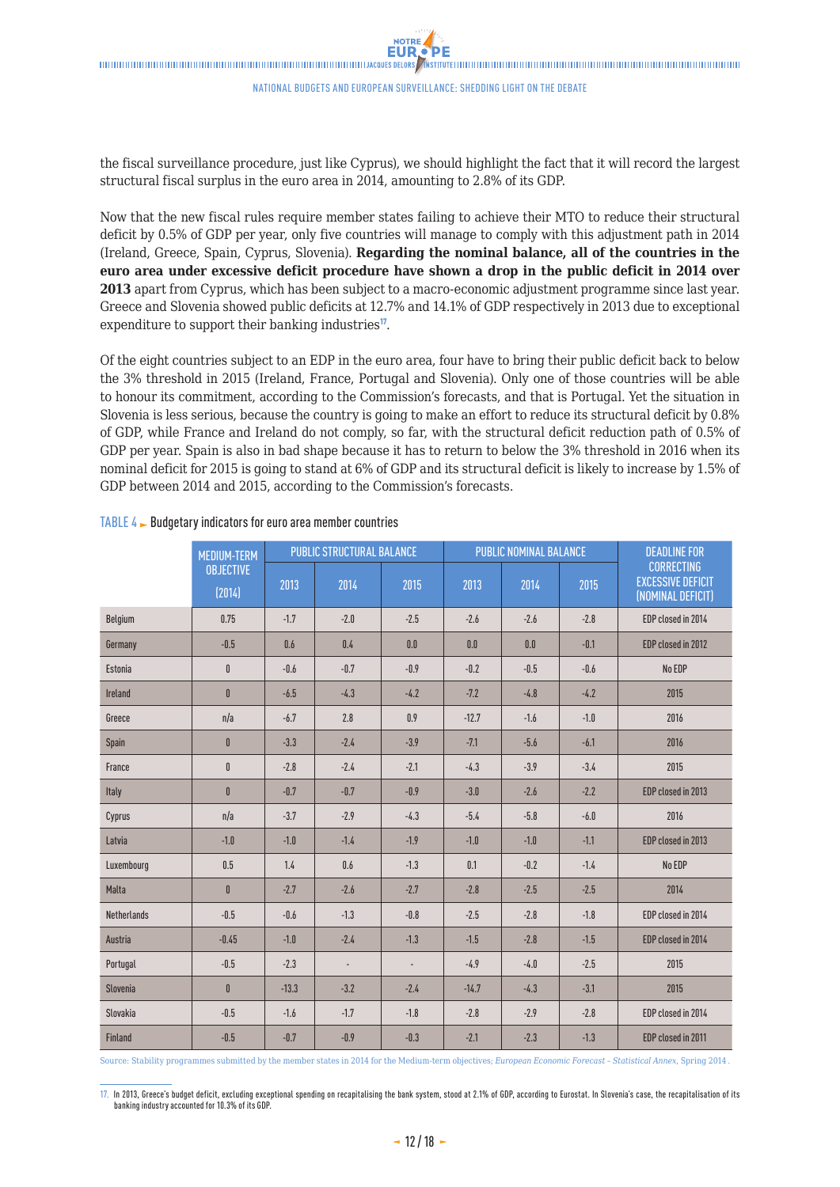the fiscal surveillance procedure, just like Cyprus), we should highlight the fact that it will record the largest structural fiscal surplus in the euro area in 2014, amounting to 2.8% of its GDP.

Now that the new fiscal rules require member states failing to achieve their MTO to reduce their structural deficit by 0.5% of GDP per year, only five countries will manage to comply with this adjustment path in 2014 (Ireland, Greece, Spain, Cyprus, Slovenia). **Regarding the nominal balance, all of the countries in the euro area under excessive deficit procedure have shown a drop in the public deficit in 2014 over 2013** apart from Cyprus, which has been subject to a macro-economic adjustment programme since last year. Greece and Slovenia showed public deficits at 12.7% and 14.1% of GDP respectively in 2013 due to exceptional expenditure to support their banking industries[17].

Of the eight countries subject to an EDP in the euro area, four have to bring their public deficit back to below the 3% threshold in 2015 (Ireland, France, Portugal and Slovenia). Only one of those countries will be able to honour its commitment, according to the Commission's forecasts, and that is Portugal. Yet the situation in Slovenia is less serious, because the country is going to make an effort to reduce its structural deficit by 0.8% of GDP, while France and Ireland do not comply, so far, with the structural deficit reduction path of 0.5% of GDP per year. Spain is also in bad shape because it has to return to below the 3% threshold in 2016 when its nominal deficit for 2015 is going to stand at 6% of GDP and its structural deficit is likely to increase by 1.5% of GDP between 2014 and 2015, according to the Commission's forecasts.

TABLE 4 ► Budgetary indicators for euro area member countries

| | MEDIUM-TERM OBJECTIVE (2014) | PUBLIC STRUCTURAL BALANCE | | | PUBLIC NOMINAL BALANCE | | | DEADLINE FOR CORRECTING EXCESSIVE DEFICIT (NOMINAL DEFICIT) |
|---|---|---|---|---|---|---|---|---|
| | | 2013 | 2014 | 2015 | 2013 | 2014 | 2015 | |
| Belgium | 0.75 | -1.7 | -2.0 | -2.5 | -2.6 | -2.6 | -2.8 | EDP closed in 2014 |
| Germany | -0.5 | 0.6 | 0.4 | 0.0 | 0.0 | 0.0 | -0.1 | EDP closed in 2012 |
| Estonia | 0 | -0.6 | -0.7 | -0.9 | -0.2 | -0.5 | -0.6 | No EDP |
| Ireland | 0 | -6.5 | -4.3 | -4.2 | -7.2 | -4.8 | -4.2 | 2015 |
| Greece | n/a | -6.7 | 2.8 | 0.9 | -12.7 | -1.6 | -1.0 | 2016 |
| Spain | 0 | -3.3 | -2.4 | -3.9 | -7.1 | -5.6 | -6.1 | 2016 |
| France | 0 | -2.8 | -2.4 | -2.1 | -4.3 | -3.9 | -3.4 | 2015 |
| Italy | 0 | -0.7 | -0.7 | -0.9 | -3.0 | -2.6 | -2.2 | EDP closed in 2013 |
| Cyprus | n/a | -3.7 | -2.9 | -4.3 | -5.4 | -5.8 | -6.0 | 2016 |
| Latvia | -1.0 | -1.0 | -1.4 | -1.9 | -1.0 | -1.0 | -1.1 | EDP closed in 2013 |
| Luxembourg | 0.5 | 1.4 | 0.6 | -1.3 | 0.1 | -0.2 | -1.4 | No EDP |
| Malta | 0 | -2.7 | -2.6 | -2.7 | -2.8 | -2.5 | -2.5 | 2014 |
| Netherlands | -0.5 | -0.6 | -1.3 | -0.8 | -2.5 | -2.8 | -1.8 | EDP closed in 2014 |
| Austria | -0.45 | -1.0 | -2.4 | -1.3 | -1.5 | -2.8 | -1.5 | EDP closed in 2014 |
| Portugal | -0.5 | -2.3 | - | - | -4.9 | -4.0 | -2.5 | 2015 |
| Slovenia | 0 | -13.3 | -3.2 | -2.4 | -14.7 | -4.3 | -3.1 | 2015 |
| Slovakia | -0.5 | -1.6 | -1.7 | -1.8 | -2.8 | -2.9 | -2.8 | EDP closed in 2014 |
| Finland | -0.5 | -0.7 | -0.9 | -0.3 | -2.1 | -2.3 | -1.3 | EDP closed in 2011 |

Source: Stability programmes submitted by the member states in 2014 for the Medium-term objectives; *European Economic Forecast – Statistical Annex*, Spring 2014.

17. In 2013, Greece's budget deficit, excluding exceptional spending on recapitalising the bank system, stood at 2.1% of GDP, according to Eurostat. In Slovenia's case, the recapitalisation of its banking industry accounted for 10.3% of its GDP.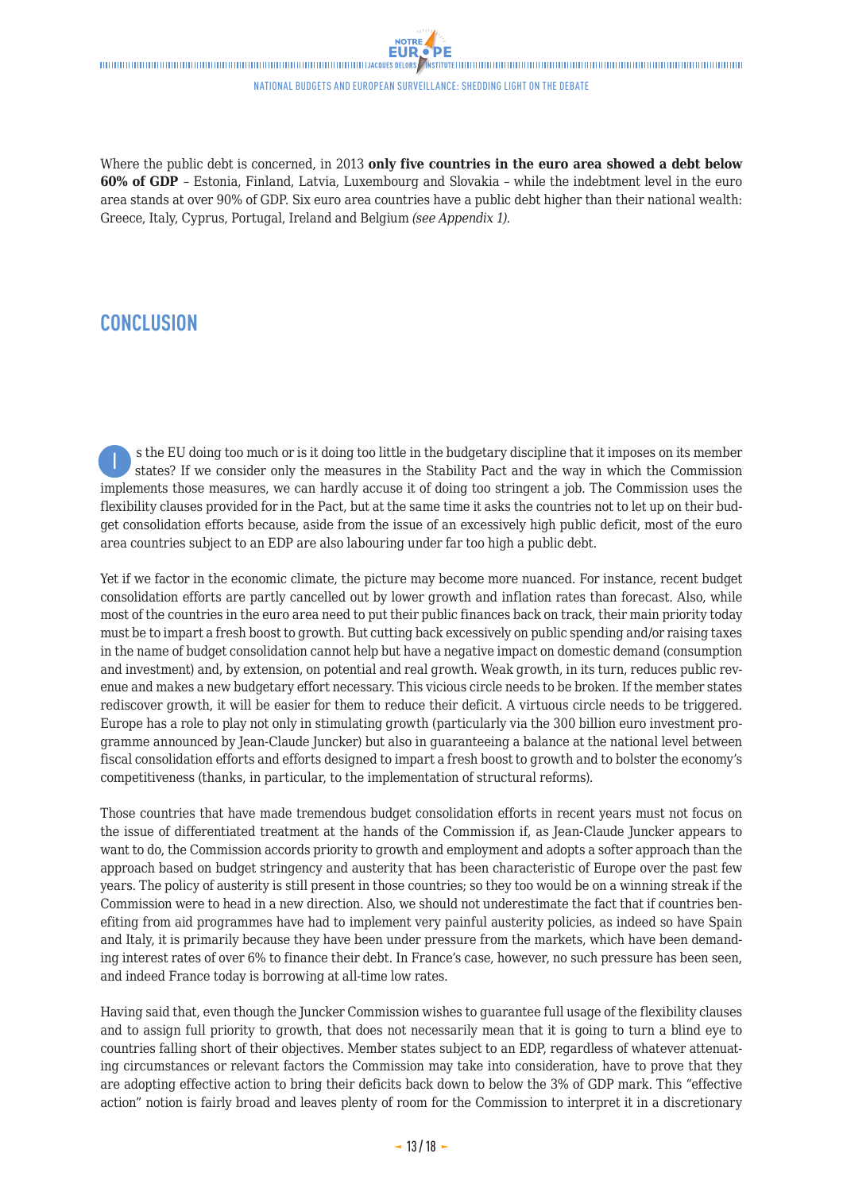Where the public debt is concerned, in 2013 **only five countries in the euro area showed a debt below 60% of GDP** – Estonia, Finland, Latvia, Luxembourg and Slovakia – while the indebtment level in the euro area stands at over 90% of GDP. Six euro area countries have a public debt higher than their national wealth: Greece, Italy, Cyprus, Portugal, Ireland and Belgium *(see Appendix 1).*

## CONCLUSION

Is the EU doing too much or is it doing too little in the budgetary discipline that it imposes on its member states? If we consider only the measures in the Stability Pact and the way in which the Commission implements those measures, we can hardly accuse it of doing too stringent a job. The Commission uses the flexibility clauses provided for in the Pact, but at the same time it asks the countries not to let up on their budget consolidation efforts because, aside from the issue of an excessively high public deficit, most of the euro area countries subject to an EDP are also labouring under far too high a public debt.

Yet if we factor in the economic climate, the picture may become more nuanced. For instance, recent budget consolidation efforts are partly cancelled out by lower growth and inflation rates than forecast. Also, while most of the countries in the euro area need to put their public finances back on track, their main priority today must be to impart a fresh boost to growth. But cutting back excessively on public spending and/or raising taxes in the name of budget consolidation cannot help but have a negative impact on domestic demand (consumption and investment) and, by extension, on potential and real growth. Weak growth, in its turn, reduces public revenue and makes a new budgetary effort necessary. This vicious circle needs to be broken. If the member states rediscover growth, it will be easier for them to reduce their deficit. A virtuous circle needs to be triggered. Europe has a role to play not only in stimulating growth (particularly via the 300 billion euro investment programme announced by Jean-Claude Juncker) but also in guaranteeing a balance at the national level between fiscal consolidation efforts and efforts designed to impart a fresh boost to growth and to bolster the economy's competitiveness (thanks, in particular, to the implementation of structural reforms).

Those countries that have made tremendous budget consolidation efforts in recent years must not focus on the issue of differentiated treatment at the hands of the Commission if, as Jean-Claude Juncker appears to want to do, the Commission accords priority to growth and employment and adopts a softer approach than the approach based on budget stringency and austerity that has been characteristic of Europe over the past few years. The policy of austerity is still present in those countries; so they too would be on a winning streak if the Commission were to head in a new direction. Also, we should not underestimate the fact that if countries benefiting from aid programmes have had to implement very painful austerity policies, as indeed so have Spain and Italy, it is primarily because they have been under pressure from the markets, which have been demanding interest rates of over 6% to finance their debt. In France's case, however, no such pressure has been seen, and indeed France today is borrowing at all-time low rates.

Having said that, even though the Juncker Commission wishes to guarantee full usage of the flexibility clauses and to assign full priority to growth, that does not necessarily mean that it is going to turn a blind eye to countries falling short of their objectives. Member states subject to an EDP, regardless of whatever attenuating circumstances or relevant factors the Commission may take into consideration, have to prove that they are adopting effective action to bring their deficits back down to below the 3% of GDP mark. This "effective action" notion is fairly broad and leaves plenty of room for the Commission to interpret it in a discretionary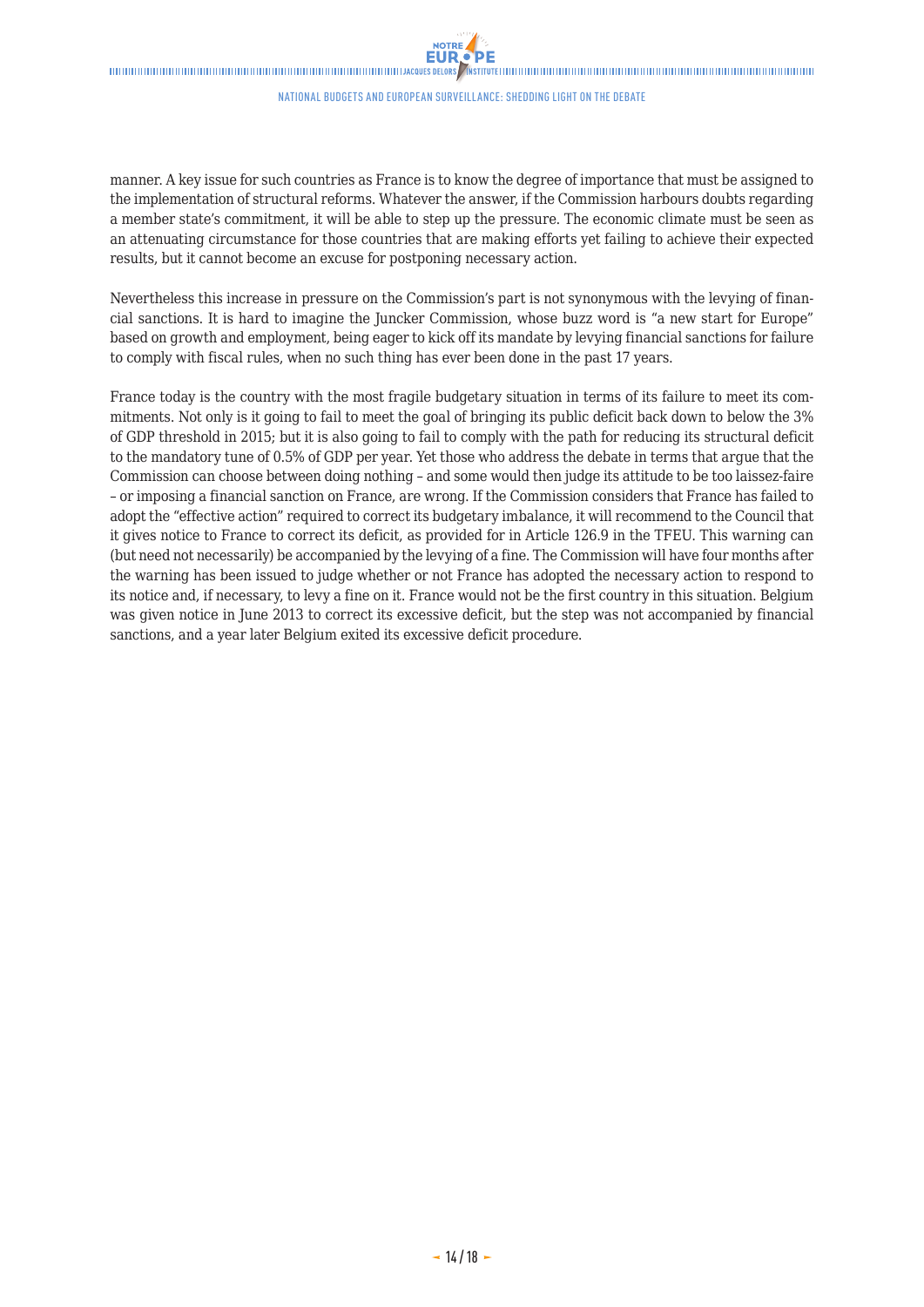manner. A key issue for such countries as France is to know the degree of importance that must be assigned to the implementation of structural reforms. Whatever the answer, if the Commission harbours doubts regarding a member state's commitment, it will be able to step up the pressure. The economic climate must be seen as an attenuating circumstance for those countries that are making efforts yet failing to achieve their expected results, but it cannot become an excuse for postponing necessary action.

Nevertheless this increase in pressure on the Commission's part is not synonymous with the levying of financial sanctions. It is hard to imagine the Juncker Commission, whose buzz word is "a new start for Europe" based on growth and employment, being eager to kick off its mandate by levying financial sanctions for failure to comply with fiscal rules, when no such thing has ever been done in the past 17 years.

France today is the country with the most fragile budgetary situation in terms of its failure to meet its commitments. Not only is it going to fail to meet the goal of bringing its public deficit back down to below the 3% of GDP threshold in 2015; but it is also going to fail to comply with the path for reducing its structural deficit to the mandatory tune of 0.5% of GDP per year. Yet those who address the debate in terms that argue that the Commission can choose between doing nothing – and some would then judge its attitude to be too laissez-faire – or imposing a financial sanction on France, are wrong. If the Commission considers that France has failed to adopt the "effective action" required to correct its budgetary imbalance, it will recommend to the Council that it gives notice to France to correct its deficit, as provided for in Article 126.9 in the TFEU. This warning can (but need not necessarily) be accompanied by the levying of a fine. The Commission will have four months after the warning has been issued to judge whether or not France has adopted the necessary action to respond to its notice and, if necessary, to levy a fine on it. France would not be the first country in this situation. Belgium was given notice in June 2013 to correct its excessive deficit, but the step was not accompanied by financial sanctions, and a year later Belgium exited its excessive deficit procedure.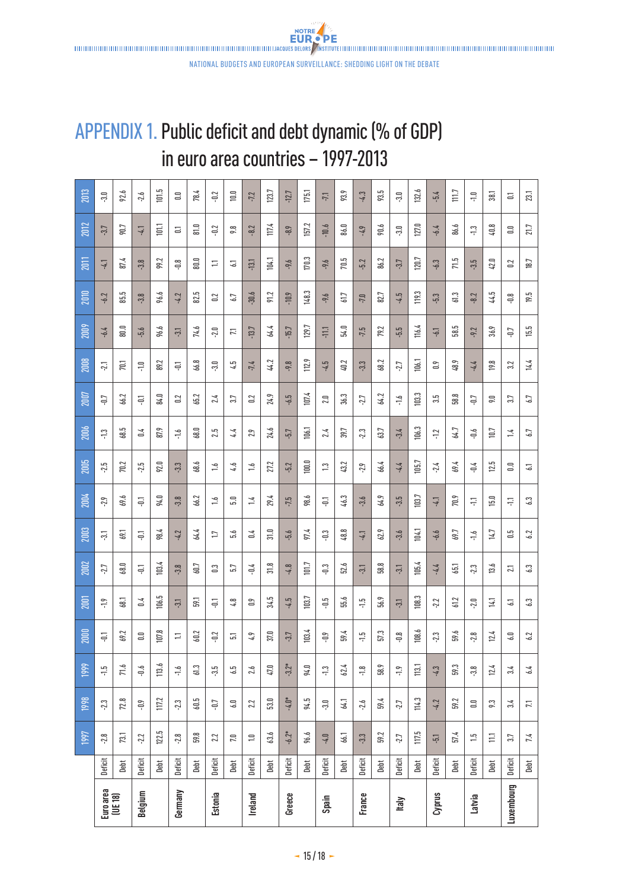# APPENDIX 1. Public deficit and debt dynamic (% of GDP) in euro area countries – 1997-2013

| | | 1997 | 1998 | 1999 | 2000 | 2001 | 2002 | 2003 | 2004 | 2005 | 2006 | 2007 | 2008 | 2009 | 2010 | 2011 | 2012 | 2013 |
|---|---|---|---|---|---|---|---|---|---|---|---|---|---|---|---|---|---|---|
| Euro area (UE 18) | Deficit | -2.8 | -2.3 | -1.5 | -0.1 | -1.9 | -2.7 | -3.1 | -2.9 | -2.5 | -1.3 | -0.7 | -2.1 | -6.4 | -6.2 | -4.1 | -3.7 | -3.0 |
| | Debt | 73.1 | 72.8 | 71.6 | 69.2 | 68.1 | 68.0 | 69.1 | 69.6 | 70.2 | 68.5 | 66.2 | 70.1 | 80.0 | 85.5 | 87.4 | 90.7 | 92.6 |
| Belgium | Deficit | -2.2 | -0.9 | -0.6 | 0.0 | 0.4 | -0.1 | -0.1 | -0.1 | -2.5 | 0.4 | -0.1 | -1.0 | -5.6 | -3.8 | -3.8 | -4.1 | -2.6 |
| | Debt | 122.5 | 117.2 | 113.6 | 107.8 | 106.5 | 103.4 | 98.4 | 94.0 | 92.0 | 87.9 | 84.0 | 89.2 | 96.6 | 96.6 | 99.2 | 101.1 | 101.5 |
| Germany | Deficit | -2.8 | -2.3 | -1.6 | 1.1 | -3.1 | -3.8 | -4.2 | -3.8 | -3.3 | -1.6 | 0.2 | -0.1 | -3.1 | -4.2 | -0.8 | 0.1 | 0.0 |
| | Debt | 59.8 | 60.5 | 61.3 | 60.2 | 59.1 | 60.7 | 64.4 | 66.2 | 68.6 | 68.0 | 65.2 | 66.8 | 74.6 | 82.5 | 80.0 | 81.0 | 78.4 |
| Estonia | Deficit | 2.2 | -0.7 | -3.5 | -0.2 | -0.1 | 0.3 | 1.7 | 1.6 | 1.6 | 2.5 | 2.4 | -3.0 | -2.0 | 0.2 | 1.1 | -0.2 | -0.2 |
| | Debt | 7.0 | 6.0 | 6.5 | 5.1 | 4.8 | 5.7 | 5.6 | 5.0 | 4.6 | 4.4 | 3.7 | 4.5 | 7.1 | 6.7 | 6.1 | 9.8 | 10.0 |
| Ireland | Deficit | 1.0 | 2.2 | 2.6 | 4.9 | 0.9 | -0.4 | 0.4 | 1.4 | 1.6 | 2.9 | 0.2 | -7.4 | -13.7 | -30.6 | -13.1 | -8.2 | -7.2 |
| | Debt | 63.6 | 53.0 | 47.0 | 37.0 | 34.5 | 31.8 | 31.0 | 29.4 | 27.2 | 24.6 | 24.9 | 44.2 | 64.4 | 91.2 | 104.1 | 117.4 | 123.7 |
| Greece | Deficit | -6.2* | -4.0* | -3.2* | -3.7 | -4.5 | -4.8 | -5.6 | -7.5 | -5.2 | -5.7 | -6.5 | -9.8 | -15.7 | -10.9 | -9.6 | -8.9 | -12.7 |
| | Debt | 96.6 | 94.5 | 94.0 | 103.4 | 103.7 | 101.7 | 97.4 | 98.6 | 100.0 | 106.1 | 107.4 | 112.9 | 129.7 | 148.3 | 170.3 | 157.2 | 175.1 |
| Spain | Deficit | -4.0 | -3.0 | -1.3 | -0.9 | -0.5 | -0.3 | -0.3 | -0.1 | 1.3 | 2.4 | 2.0 | -4.5 | -11.1 | -9.6 | -9.6 | -10.6 | -7.1 |
| | Debt | 66.1 | 64.1 | 62.4 | 59.4 | 55.6 | 52.6 | 48.8 | 46.3 | 43.2 | 39.7 | 36.3 | 40.2 | 54.0 | 61.7 | 70.5 | 86.0 | 93.9 |
| France | Deficit | -3.3 | -2.6 | -1.8 | -1.5 | -1.5 | -3.1 | -4.1 | -3.6 | -2.9 | -2.3 | -2.7 | -3.3 | -7.5 | -7.0 | -5.2 | -4.9 | -4.3 |
| | Debt | 59.2 | 59.4 | 58.9 | 57.3 | 56.9 | 58.8 | 62.9 | 64.9 | 66.4 | 63.7 | 64.2 | 68.2 | 79.2 | 82.7 | 86.2 | 90.6 | 93.5 |
| Italy | Deficit | -2.7 | -2.7 | -1.9 | -0.8 | -3.1 | -3.1 | -3.6 | -3.5 | -4.4 | -3.4 | -1.6 | -2.7 | -5.5 | -4.5 | -3.7 | -3.0 | -3.0 |
| | Debt | 117.5 | 114.3 | 113.1 | 108.6 | 108.3 | 105.4 | 104.1 | 103.7 | 105.7 | 106.3 | 103.3 | 106.1 | 116.4 | 119.3 | 120.7 | 127.0 | 132.6 |
| Cyprus | Deficit | -5.1 | -4.2 | -4.3 | -2.3 | -2.2 | -4.4 | -6.6 | -4.1 | -2.4 | -1.2 | 3.5 | 0.9 | -6.1 | -5.3 | -6.3 | -6.4 | -5.4 |
| | Debt | 57.4 | 59.2 | 59.3 | 59.6 | 61.2 | 65.1 | 69.7 | 70.9 | 69.4 | 64.7 | 58.8 | 48.9 | 58.5 | 61.3 | 71.5 | 86.6 | 111.7 |
| Latvia | Deficit | 1.5 | 0.0 | -3.8 | -2.8 | -2.0 | -2.3 | -1.6 | -1.1 | -0.4 | -0.6 | -0.7 | -4.4 | -9.2 | -8.2 | -3.5 | -1.3 | -1.0 |
| | Debt | 11.1 | 9.3 | 12.4 | 12.4 | 14.1 | 13.6 | 14.7 | 15.0 | 12.5 | 10.7 | 9.0 | 19.8 | 36.9 | 44.5 | 42.0 | 40.8 | 38.1 |
| Luxembourg | Deficit | 3.7 | 3.4 | 3.4 | 6.0 | 6.1 | 2.1 | 0.5 | -1.1 | 0.0 | 1.4 | 3.7 | 3.2 | -0.7 | -0.8 | 0.2 | 0.0 | 0.1 |
| | Debt | 7.4 | 7.1 | 6.4 | 6.2 | 6.3 | 6.3 | 6.2 | 6.3 | 6.1 | 6.7 | 6.7 | 14.4 | 15.5 | 19.5 | 18.7 | 21.7 | 23.1 |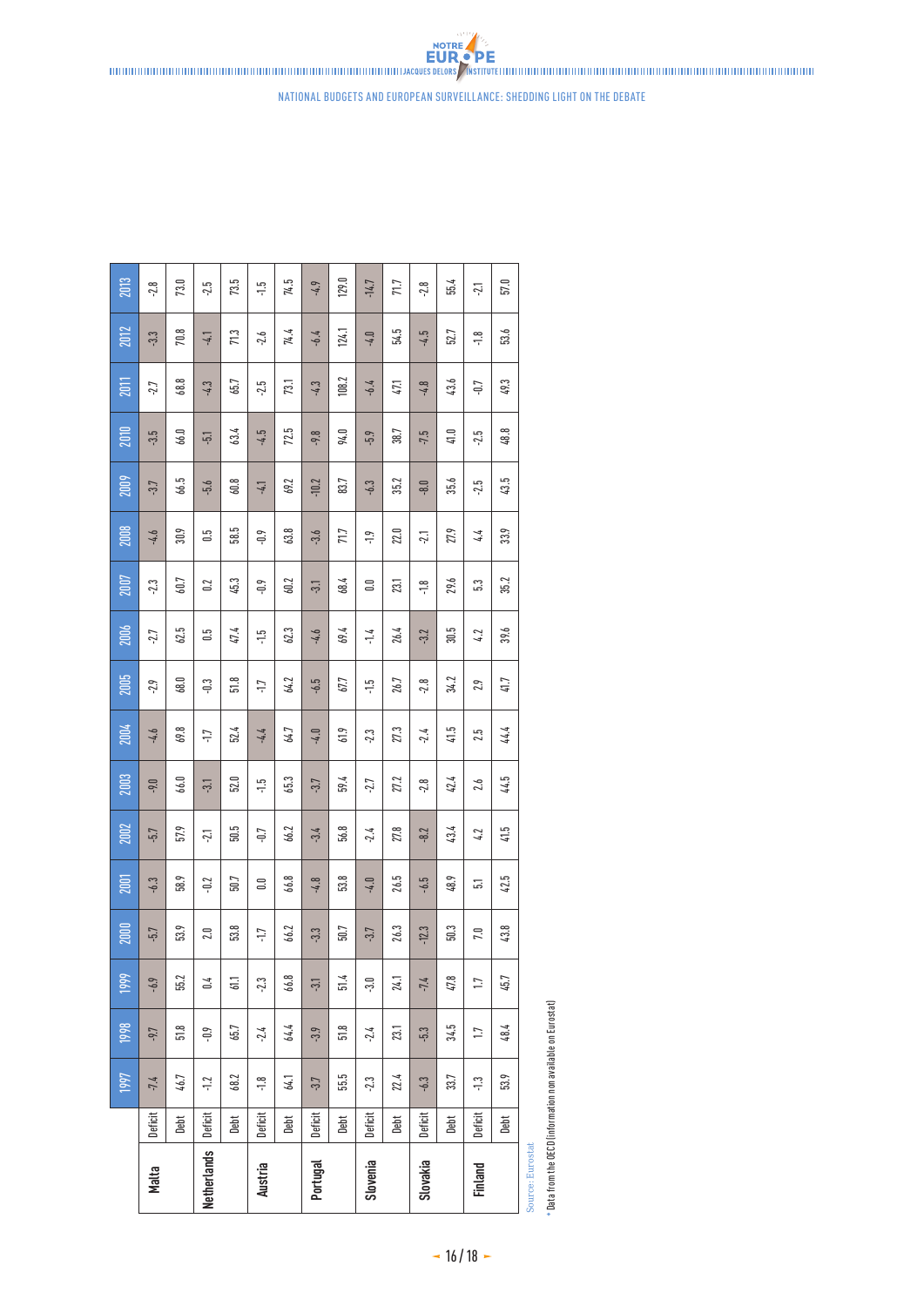| | | 1997 | 1998 | 1999 | 2000 | 2001 | 2002 | 2003 | 2004 | 2005 | 2006 | 2007 | 2008 | 2009 | 2010 | 2011 | 2012 | 2013 |
|---|---|---|---|---|---|---|---|---|---|---|---|---|---|---|---|---|---|---|
| **Malta** | Deficit | -7.4 | -9.7 | -6.9 | -5.7 | -6.3 | -5.7 | -9.0 | -4.6 | -2.9 | -2.7 | -2.3 | -4.6 | -3.7 | -3.5 | -2.7 | -3.3 | -2.8 |
| | Debt | 46.7 | 51.8 | 55.2 | 53.9 | 58.9 | 57.9 | 66.0 | 69.8 | 68.0 | 62.5 | 60.7 | 30.9 | 66.5 | 66.0 | 68.8 | 70.8 | 73.0 |
| **Netherlands** | Deficit | -1.2 | -0.9 | 0.4 | 2.0 | -0.2 | -2.1 | -3.1 | -1.7 | -0.3 | 0.5 | 0.2 | 0.5 | -5.6 | -5.1 | -4.3 | -4.1 | -2.5 |
| | Debt | 68.2 | 65.7 | 61.1 | 53.8 | 50.7 | 50.5 | 52.0 | 52.4 | 51.8 | 47.4 | 45.3 | 58.5 | 60.8 | 63.4 | 65.7 | 71.3 | 73.5 |
| **Austria** | Deficit | -1.8 | -2.4 | -2.3 | -1.7 | 0.0 | -0.7 | -1.5 | -4.4 | -1.7 | -1.5 | -0.9 | -0.9 | -4.1 | -4.5 | -2.5 | -2.6 | -1.5 |
| | Debt | 64.1 | 64.4 | 66.8 | 66.2 | 66.8 | 66.2 | 65.3 | 64.7 | 64.2 | 62.3 | 60.2 | 63.8 | 69.2 | 72.5 | 73.1 | 74.4 | 74.5 |
| **Portugal** | Deficit | -3.7 | -3.9 | -3.1 | -3.3 | -4.8 | -3.4 | -3.7 | -4.0 | -6.5 | -4.6 | -3.1 | -3.6 | -10.2 | -9.8 | -4.3 | -6.4 | -4.9 |
| | Debt | 55.5 | 51.8 | 51.4 | 50.7 | 53.8 | 56.8 | 59.4 | 61.9 | 67.7 | 69.4 | 68.4 | 71.7 | 83.7 | 94.0 | 108.2 | 124.1 | 129.0 |
| **Slovenia** | Deficit | -2.3 | -2.4 | -3.0 | -3.7 | -4.0 | -2.4 | -2.7 | -2.3 | -1.5 | -1.4 | 0.0 | -1.9 | -6.3 | -5.9 | -6.4 | -4.0 | -14.7 |
| | Debt | 22.4 | 23.1 | 24.1 | 26.3 | 26.5 | 27.8 | 27.2 | 27.3 | 26.7 | 26.4 | 23.1 | 22.0 | 35.2 | 38.7 | 47.1 | 54.5 | 71.7 |
| **Slovakia** | Deficit | -6.3 | -5.3 | -7.4 | -12.3 | -6.5 | -8.2 | -2.8 | -2.4 | -2.8 | -3.2 | -1.8 | -2.1 | -8.0 | -7.5 | -4.8 | -4.5 | -2.8 |
| | Debt | 33.7 | 34.5 | 47.8 | 50.3 | 48.9 | 43.4 | 42.4 | 41.5 | 34.2 | 30.5 | 29.6 | 27.9 | 35.6 | 41.0 | 43.6 | 52.7 | 55.4 |
| **Finland** | Deficit | -1.3 | 1.7 | 1.7 | 7.0 | 5.1 | 4.2 | 2.6 | 2.5 | 2.9 | 4.2 | 5.3 | 4.4 | -2.5 | -2.5 | -0.7 | -1.8 | -2.1 |
| | Debt | 53.9 | 48.4 | 45.7 | 43.8 | 42.5 | 41.5 | 44.5 | 44.4 | 41.7 | 39.6 | 35.2 | 33.9 | 43.5 | 48.8 | 49.3 | 53.6 | 57.0 |

Source: Eurostat

* Data from the OECD (information non available on Eurostat)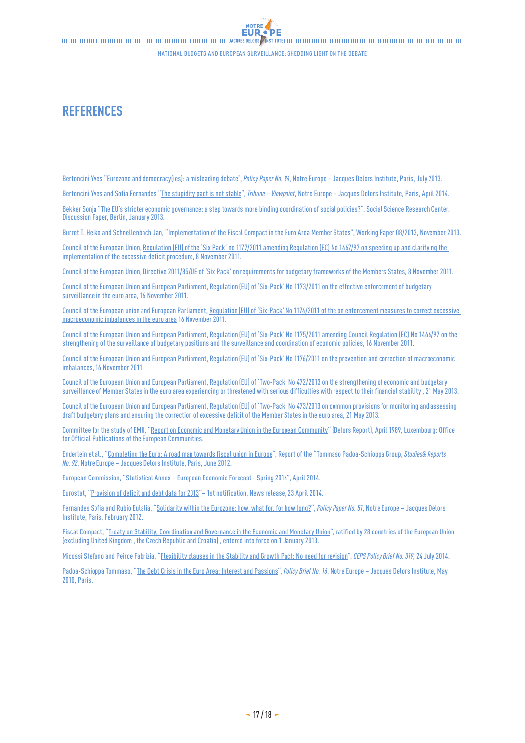# REFERENCES

Bertoncini Yves "Eurozone and democracy(ies): a misleading debate", *Policy Paper No. 94*, Notre Europe – Jacques Delors Institute, Paris, July 2013.

Bertoncini Yves and Sofia Fernandes "The stupidity pact is not stable", *Tribune – Viewpoint*, Notre Europe – Jacques Delors Institute, Paris, April 2014.

Bekker Sonja "The EU's stricter economic governance: a step towards more binding coordination of social policies?", Social Science Research Center, Discussion Paper, Berlin, January 2013.

Burret T. Heiko and Schnellenbach Jan, "Implementation of the Fiscal Compact in the Euro Area Member States", Working Paper 08/2013, November 2013.

Council of the European Union, Regulation (EU) of the 'Six Pack' no 1177/2011 amending Regulation (EC) No 1467/97 on speeding up and clarifying the implementation of the excessive deficit procedure, 8 November 2011.

Council of the European Union, Directive 2011/85/UE of 'Six Pack' on requirements for budgetary frameworks of the Members States, 8 November 2011.

Council of the European Union and European Parliament, Regulation (EU) of 'Six-Pack' No 1173/2011 on the effective enforcement of budgetary surveillance in the euro area, 16 November 2011.

Council of the European union and European Parliament, Regulation (EU) of 'Six-Pack' No 1174/2011 of the on enforcement measures to correct excessive macroeconomic imbalances in the euro area 16 November 2011.

Council of the European Union and European Parliament, Regulation (EU) of 'Six-Pack' No 1175/2011 amending Council Regulation (EC) No 1466/97 on the strengthening of the surveillance of budgetary positions and the surveillance and coordination of economic policies, 16 November 2011.

Council of the European Union and European Parliament, Regulation (EU) of 'Six-Pack' No 1176/2011 on the prevention and correction of macroeconomic imbalances, 16 November 2011.

Council of the European Union and European Parliament, Regulation (EU) of 'Two-Pack' No 472/2013 on the strengthening of economic and budgetary surveillance of Member States in the euro area experiencing or threatened with serious difficulties with respect to their financial stability , 21 May 2013.

Council of the European Union and European Parliament, Regulation (EU) of 'Two-Pack' No 473/2013 on common provisions for monitoring and assessing draft budgetary plans and ensuring the correction of excessive deficit of the Member States in the euro area, 21 May 2013.

Committee for the study of EMU, "Report on Economic and Monetary Union in the European Community" (Delors Report), April 1989, Luxembourg: Office for Official Publications of the European Communities.

Enderlein et al., "Completing the Euro: A road map towards fiscal union in Europe", Report of the "Tommaso Padoa-Schioppa Group, *Studies& Reports No. 92*, Notre Europe – Jacques Delors Institute, Paris, June 2012.

European Commission, "Statistical Annex – European Economic Forecast - Spring 2014", April 2014.

Eurostat, "Provision of deficit and debt data for 2013"– 1st notification, News release, 23 April 2014.

Fernandes Sofia and Rubio Eulalia, "Solidarity within the Eurozone: how, what for, for how long?", *Policy Paper No. 51*, Notre Europe – Jacques Delors Institute, Paris, February 2012.

Fiscal Compact, "Treaty on Stability, Coordination and Governance in the Economic and Monetary Union", ratified by 28 countries of the European Union (excluding United Kingdom , the Czech Republic and Croatia) , entered into force on 1 January 2013.

Micossi Stefano and Peirce Fabrizia, "Flexibility clauses in the Stability and Growth Pact: No need for revision", *CEPS Policy Brief No. 319*, 24 July 2014.

Padoa-Schioppa Tommaso, "The Debt Crisis in the Euro Area: Interest and Passions", *Policy Brief No. 16*, Notre Europe – Jacques Delors Institute, May 2010, Paris.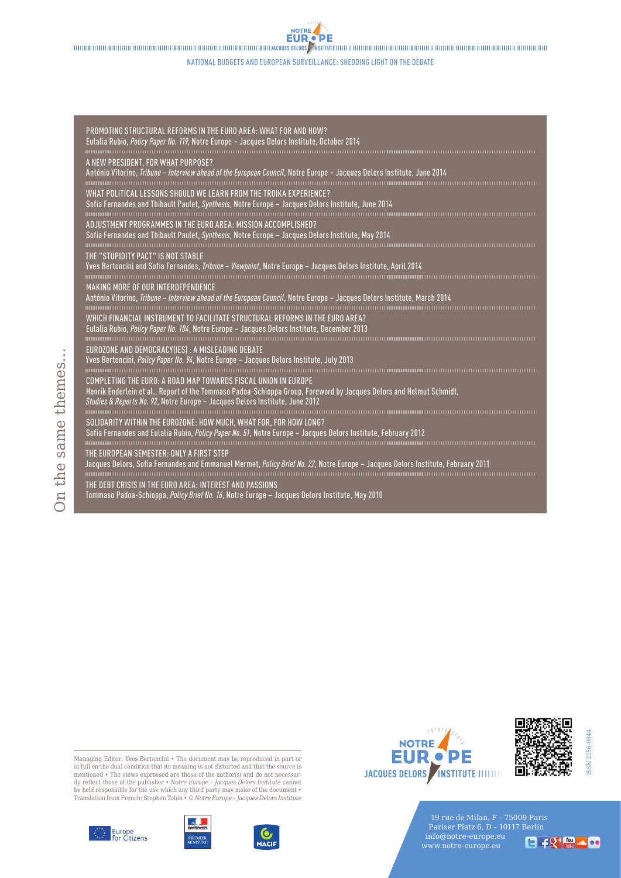## On the same themes…

PROMOTING STRUCTURAL REFORMS IN THE EURO AREA: WHAT FOR AND HOW?
Eulalia Rubio, *Policy Paper No. 119*, Notre Europe – Jacques Delors Institute, October 2014

A NEW PRESIDENT, FOR WHAT PURPOSE?
António Vitorino, *Tribune – Interview ahead of the European Council*, Notre Europe – Jacques Delors Institute, June 2014

WHAT POLITICAL LESSONS SHOULD WE LEARN FROM THE TROIKA EXPERIENCE?
Sofia Fernandes and Thibault Paulet, *Synthesis*, Notre Europe – Jacques Delors Institute, June 2014

ADJUSTMENT PROGRAMMES IN THE EURO AREA: MISSION ACCOMPLISHED?
Sofia Fernandes and Thibault Paulet, *Synthesis*, Notre Europe – Jacques Delors Institute, May 2014

THE "STUPIDITY PACT" IS NOT STABLE
Yves Bertoncini and Sofia Fernandes, *Tribune – Viewpoint*, Notre Europe – Jacques Delors Institute, April 2014

MAKING MORE OF OUR INTERDEPENDENCE
António Vitorino, *Tribune – Interview ahead of the European Council*, Notre Europe – Jacques Delors Institute, March 2014

WHICH FINANCIAL INSTRUMENT TO FACILITATE STRUCTURAL REFORMS IN THE EURO AREA?
Eulalia Rubio, *Policy Paper No. 104*, Notre Europe – Jacques Delors Institute, December 2013

EUROZONE AND DEMOCRACY(IES) : A MISLEADING DEBATE
Yves Bertoncini, *Policy Paper No. 94*, Notre Europe – Jacques Delors Institute, July 2013

COMPLETING THE EURO: A ROAD MAP TOWARDS FISCAL UNION IN EUROPE
Henrik Enderlein et al., Report of the Tommaso Padoa-Schioppa Group, Foreword by Jacques Delors and Helmut Schmidt, *Studies & Reports No. 92*, Notre Europe – Jacques Delors Institute, June 2012

SOLIDARITY WITHIN THE EUROZONE: HOW MUCH, WHAT FOR, FOR HOW LONG?
Sofia Fernandes and Eulalia Rubio, *Policy Paper No. 51*, Notre Europe – Jacques Delors Institute, February 2012

THE EUROPEAN SEMESTER: ONLY A FIRST STEP
Jacques Delors, Sofia Fernandes and Emmanuel Mermet, *Policy Brief No. 22*, Notre Europe – Jacques Delors Institute, February 2011

THE DEBT CRISIS IN THE EURO AREA: INTEREST AND PASSIONS
Tommaso Padoa-Schioppa, *Policy Brief No. 16*, Notre Europe – Jacques Delors Institute, May 2010

Managing Editor: Yves Bertoncini • The document may be reproduced in part or in full on the dual condition that its meaning is not distorted and that the source is mentioned • The views expressed are those of the author(s) and do not necessarily reflect those of the publisher • *Notre Europe - Jacques Delors Institute* cannot be held responsible for the use which any third party may make of the document • Translation from French: Stephen Tobin • © *Notre Europe - Jacques Delors Institute*

ISSN 2256-9944

19 rue de Milan, F - 75009 Paris
Pariser Platz 6, D - 10117 Berlin
info@notre-europe.eu
www.notre-europe.eu